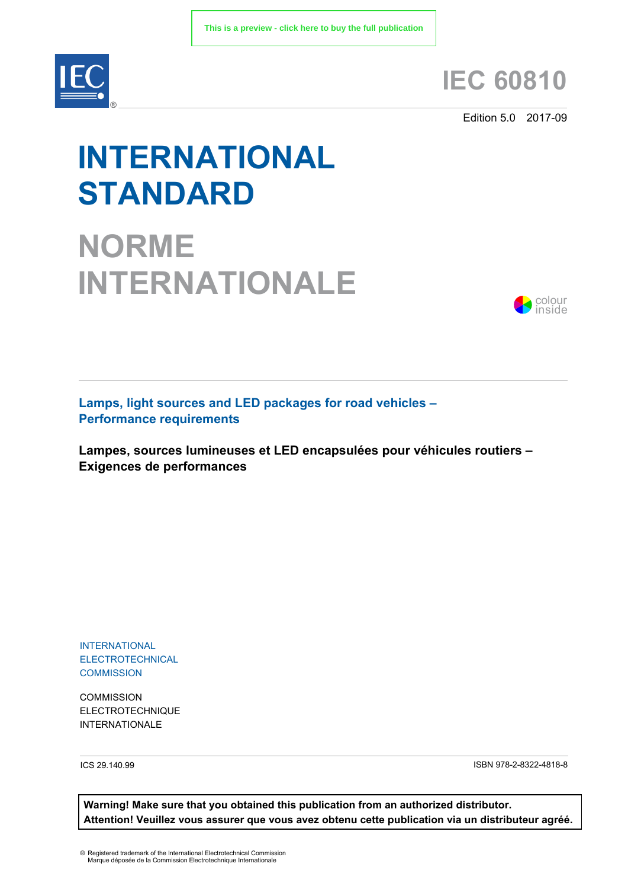This is a preview - click here to buy the full publication

# IEC 60810

Edition 5.0 2017-09

# INTERNATIONAL STANDARD

# NORME INTERNATIONALE

colour inside

**Lamps, light sources and LED packages for road vehicles – Performance requirements**

**Lampes, sources lumineuses et LED encapsulées pour véhicules routiers – Exigences de performances**

INTERNATIONAL ELECTROTECHNICAL COMMISSION

COMMISSION ELECTROTECHNIQUE INTERNATIONALE

ICS 29.140.99

ISBN 978-2-8322-4818-8

**Warning! Make sure that you obtained this publication from an authorized distributor.**
**Attention! Veuillez vous assurer que vous avez obtenu cette publication via un distributeur agréé.**

® Registered trademark of the International Electrotechnical Commission
Marque déposée de la Commission Electrotechnique Internationale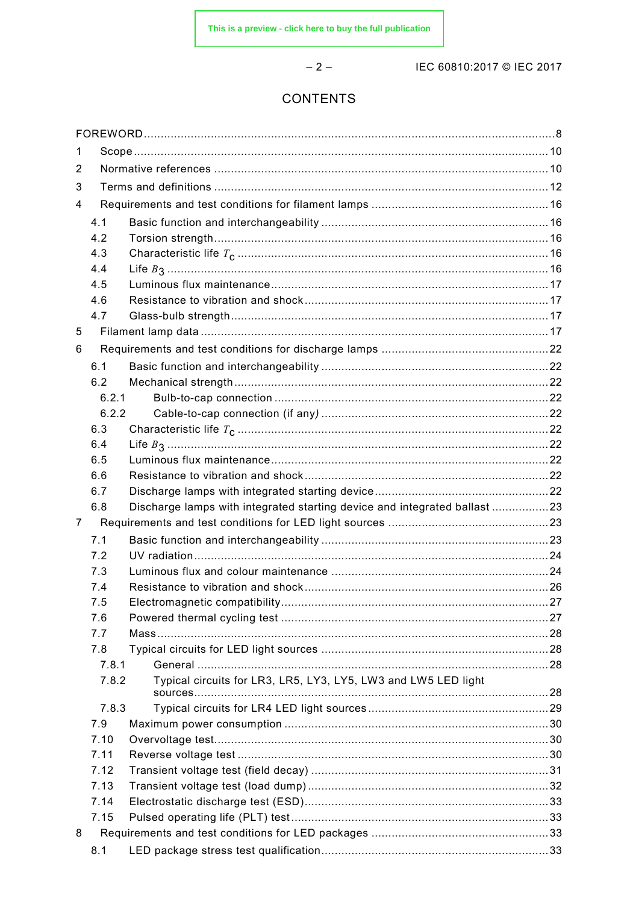# CONTENTS

FOREWORD ........................................................................................................................ 8

1 Scope ........................................................................................................................ 10

2 Normative references ................................................................................................. 10

3 Terms and definitions ................................................................................................. 12

4 Requirements and test conditions for filament lamps .................................................. 16

4.1 Basic function and interchangeability ................................................................... 16

4.2 Torsion strength .................................................................................................. 16

4.3 Characteristic life $T_c$ ........................................................................................ 16

4.4 Life $B_3$ ............................................................................................................ 16

4.5 Luminous flux maintenance .................................................................................. 17

4.6 Resistance to vibration and shock ........................................................................ 17

4.7 Glass-bulb strength .............................................................................................. 17

5 Filament lamp data ..................................................................................................... 17

6 Requirements and test conditions for discharge lamps ................................................ 22

6.1 Basic function and interchangeability ................................................................... 22

6.2 Mechanical strength ............................................................................................. 22

6.2.1 Bulb-to-cap connection ................................................................................. 22

6.2.2 Cable-to-cap connection (if any) ................................................................... 22

6.3 Characteristic life $T_c$ ........................................................................................ 22

6.4 Life $B_3$ ............................................................................................................ 22

6.5 Luminous flux maintenance .................................................................................. 22

6.6 Resistance to vibration and shock ........................................................................ 22

6.7 Discharge lamps with integrated starting device ................................................... 22

6.8 Discharge lamps with integrated starting device and integrated ballast ................. 23

7 Requirements and test conditions for LED light sources ............................................... 23

7.1 Basic function and interchangeability ................................................................... 23

7.2 UV radiation ......................................................................................................... 24

7.3 Luminous flux and colour maintenance ................................................................. 24

7.4 Resistance to vibration and shock ........................................................................ 26

7.5 Electromagnetic compatibility ............................................................................... 27

7.6 Powered thermal cycling test ............................................................................... 27

7.7 Mass .................................................................................................................... 28

7.8 Typical circuits for LED light sources ................................................................... 28

7.8.1 General ........................................................................................................ 28

7.8.2 Typical circuits for LR3, LR5, LY3, LY5, LW3 and LW5 LED light sources ......... 28

7.8.3 Typical circuits for LR4 LED light sources ...................................................... 29

7.9 Maximum power consumption ............................................................................... 30

7.10 Overvoltage test ................................................................................................... 30

7.11 Reverse voltage test ............................................................................................ 30

7.12 Transient voltage test (field decay) ...................................................................... 31

7.13 Transient voltage test (load dump) ....................................................................... 32

7.14 Electrostatic discharge test (ESD) ........................................................................ 33

7.15 Pulsed operating life (PLT) test ............................................................................ 33

8 Requirements and test conditions for LED packages .................................................... 33

8.1 LED package stress test qualification ................................................................... 33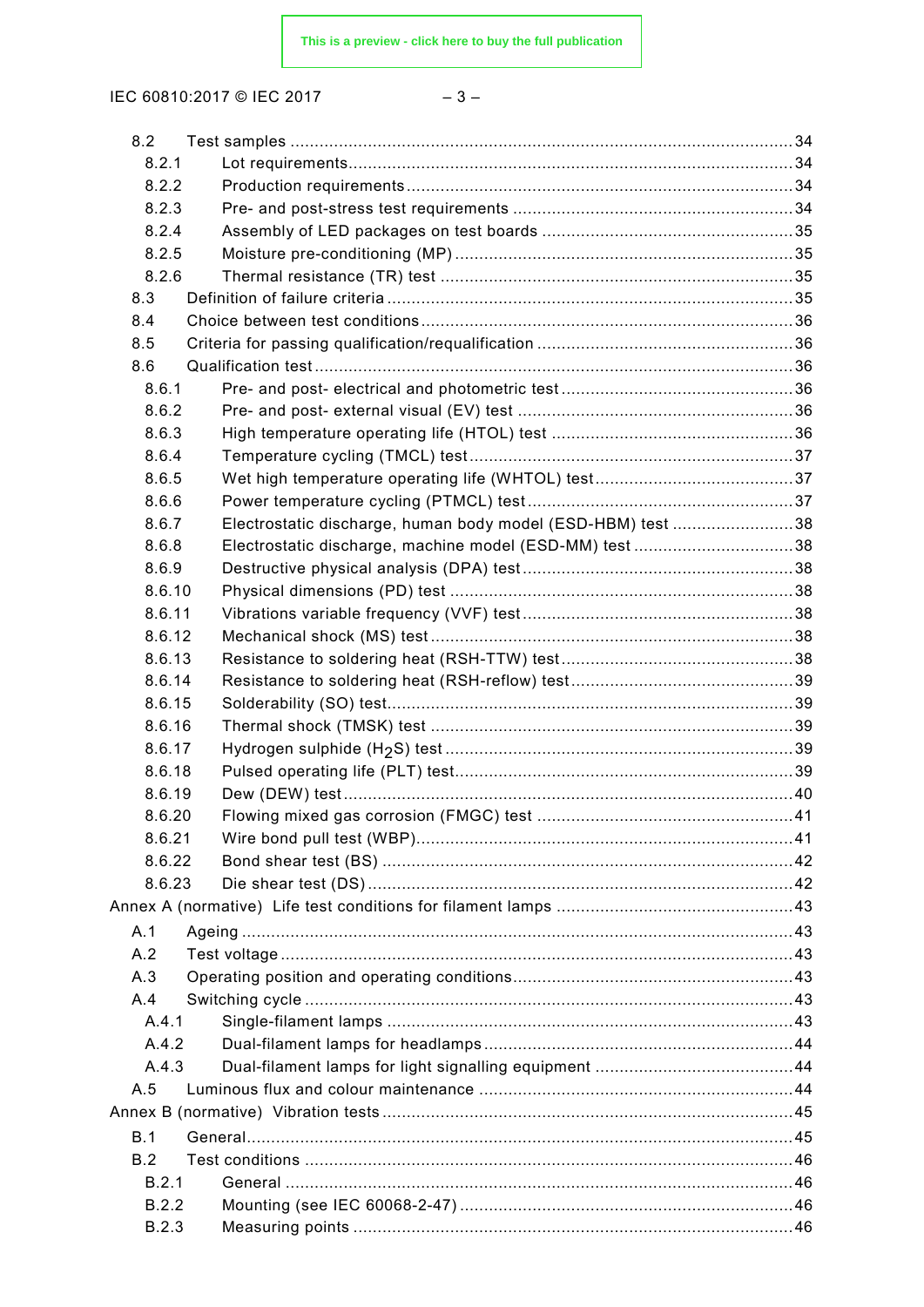8.2 Test samples ........................................................................................................ 34
8.2.1 Lot requirements........................................................................................... 34
8.2.2 Production requirements ............................................................................... 34
8.2.3 Pre- and post-stress test requirements .......................................................... 34
8.2.4 Assembly of LED packages on test boards .................................................... 35
8.2.5 Moisture pre-conditioning (MP) ..................................................................... 35
8.2.6 Thermal resistance (TR) test ......................................................................... 35
8.3 Definition of failure criteria .................................................................................... 35
8.4 Choice between test conditions ............................................................................. 36
8.5 Criteria for passing qualification/requalification ..................................................... 36
8.6 Qualification test .................................................................................................. 36
8.6.1 Pre- and post- electrical and photometric test ................................................ 36
8.6.2 Pre- and post- external visual (EV) test ......................................................... 36
8.6.3 High temperature operating life (HTOL) test .................................................. 36
8.6.4 Temperature cycling (TMCL) test ................................................................... 37
8.6.5 Wet high temperature operating life (WHTOL) test ......................................... 37
8.6.6 Power temperature cycling (PTMCL) test ....................................................... 37
8.6.7 Electrostatic discharge, human body model (ESD-HBM) test ......................... 38
8.6.8 Electrostatic discharge, machine model (ESD-MM) test ................................. 38
8.6.9 Destructive physical analysis (DPA) test ........................................................ 38
8.6.10 Physical dimensions (PD) test ....................................................................... 38
8.6.11 Vibrations variable frequency (VVF) test ........................................................ 38
8.6.12 Mechanical shock (MS) test .......................................................................... 38
8.6.13 Resistance to soldering heat (RSH-TTW) test ................................................ 38
8.6.14 Resistance to soldering heat (RSH-reflow) test .............................................. 39
8.6.15 Solderability (SO) test.................................................................................... 39
8.6.16 Thermal shock (TMSK) test ........................................................................... 39
8.6.17 Hydrogen sulphide ($H_2S$) test ....................................................................... 39
8.6.18 Pulsed operating life (PLT) test ..................................................................... 39
8.6.19 Dew (DEW) test ............................................................................................ 40
8.6.20 Flowing mixed gas corrosion (FMGC) test ..................................................... 41
8.6.21 Wire bond pull test (WBP).............................................................................. 41
8.6.22 Bond shear test (BS) ..................................................................................... 42
8.6.23 Die shear test (DS) ........................................................................................ 42

Annex A (normative) Life test conditions for filament lamps ................................................. 43
A.1 Ageing .................................................................................................................. 43
A.2 Test voltage .......................................................................................................... 43
A.3 Operating position and operating conditions .......................................................... 43
A.4 Switching cycle ..................................................................................................... 43
A.4.1 Single-filament lamps .................................................................................... 43
A.4.2 Dual-filament lamps for headlamps ................................................................ 44
A.4.3 Dual-filament lamps for light signalling equipment ......................................... 44
A.5 Luminous flux and colour maintenance ................................................................. 44

Annex B (normative) Vibration tests ..................................................................................... 45
B.1 General................................................................................................................. 45
B.2 Test conditions ..................................................................................................... 46
B.2.1 General ......................................................................................................... 46
B.2.2 Mounting (see IEC 60068-2-47) ..................................................................... 46
B.2.3 Measuring points ........................................................................................... 46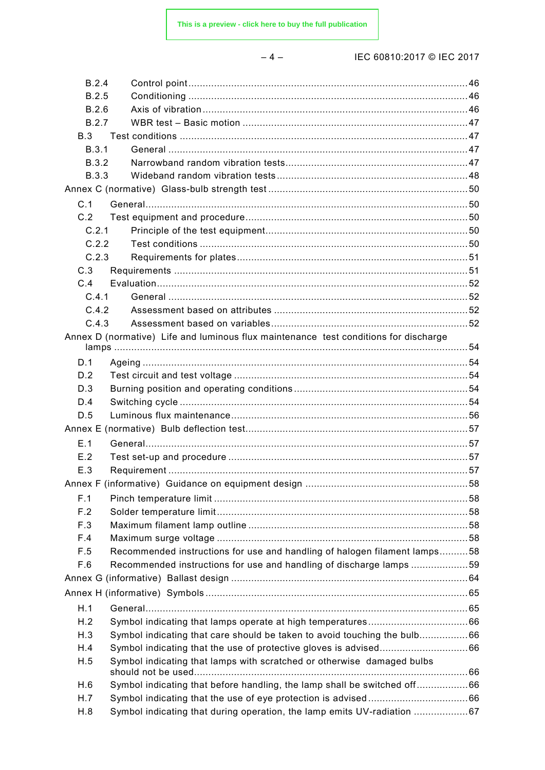B.2.4 Control point .......................................................................................................46
B.2.5 Conditioning .......................................................................................................46
B.2.6 Axis of vibration .......................................................................................................46
B.2.7 WBR test – Basic motion .......................................................................................................47
B.3 Test conditions .......................................................................................................47
B.3.1 General .......................................................................................................47
B.3.2 Narrowband random vibration tests .......................................................................................................47
B.3.3 Wideband random vibration tests .......................................................................................................48
Annex C (normative) Glass-bulb strength test .......................................................................................................50
C.1 General .......................................................................................................50
C.2 Test equipment and procedure .......................................................................................................50
C.2.1 Principle of the test equipment .......................................................................................................50
C.2.2 Test conditions .......................................................................................................50
C.2.3 Requirements for plates .......................................................................................................51
C.3 Requirements .......................................................................................................51
C.4 Evaluation .......................................................................................................52
C.4.1 General .......................................................................................................52
C.4.2 Assessment based on attributes .......................................................................................................52
C.4.3 Assessment based on variables .......................................................................................................52
Annex D (normative) Life and luminous flux maintenance test conditions for discharge lamps .......................................................................................................54
D.1 Ageing .......................................................................................................54
D.2 Test circuit and test voltage .......................................................................................................54
D.3 Burning position and operating conditions .......................................................................................................54
D.4 Switching cycle .......................................................................................................54
D.5 Luminous flux maintenance .......................................................................................................56
Annex E (normative) Bulb deflection test .......................................................................................................57
E.1 General .......................................................................................................57
E.2 Test set-up and procedure .......................................................................................................57
E.3 Requirement .......................................................................................................57
Annex F (informative) Guidance on equipment design .......................................................................................................58
F.1 Pinch temperature limit .......................................................................................................58
F.2 Solder temperature limit .......................................................................................................58
F.3 Maximum filament lamp outline .......................................................................................................58
F.4 Maximum surge voltage .......................................................................................................58
F.5 Recommended instructions for use and handling of halogen filament lamps .......................................................................................................58
F.6 Recommended instructions for use and handling of discharge lamps .......................................................................................................59
Annex G (informative) Ballast design .......................................................................................................64
Annex H (informative) Symbols .......................................................................................................65
H.1 General .......................................................................................................65
H.2 Symbol indicating that lamps operate at high temperatures .......................................................................................................66
H.3 Symbol indicating that care should be taken to avoid touching the bulb .......................................................................................................66
H.4 Symbol indicating that the use of protective gloves is advised .......................................................................................................66
H.5 Symbol indicating that lamps with scratched or otherwise damaged bulbs should not be used .......................................................................................................66
H.6 Symbol indicating that before handling, the lamp shall be switched off .......................................................................................................66
H.7 Symbol indicating that the use of eye protection is advised .......................................................................................................66
H.8 Symbol indicating that during operation, the lamp emits UV-radiation .......................................................................................................67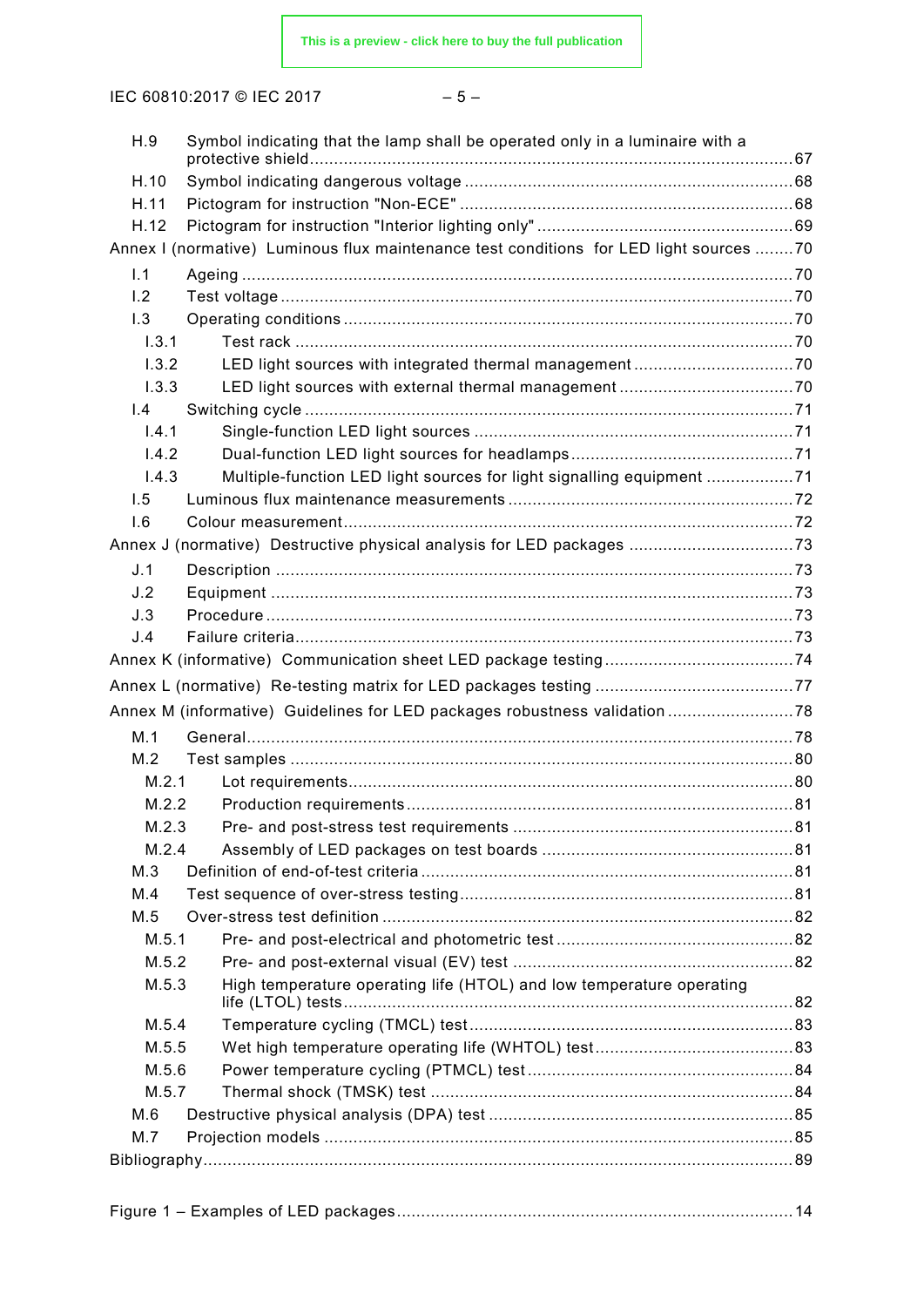H.9 Symbol indicating that the lamp shall be operated only in a luminaire with a protective shield ........ 67
H.10 Symbol indicating dangerous voltage ........ 68
H.11 Pictogram for instruction "Non-ECE" ........ 68
H.12 Pictogram for instruction "Interior lighting only" ........ 69

Annex I (normative) Luminous flux maintenance test conditions for LED light sources ........ 70

I.1 Ageing ........ 70
I.2 Test voltage ........ 70
I.3 Operating conditions ........ 70
I.3.1 Test rack ........ 70
I.3.2 LED light sources with integrated thermal management ........ 70
I.3.3 LED light sources with external thermal management ........ 70
I.4 Switching cycle ........ 71
I.4.1 Single-function LED light sources ........ 71
I.4.2 Dual-function LED light sources for headlamps ........ 71
I.4.3 Multiple-function LED light sources for light signalling equipment ........ 71
I.5 Luminous flux maintenance measurements ........ 72
I.6 Colour measurement ........ 72

Annex J (normative) Destructive physical analysis for LED packages ........ 73

J.1 Description ........ 73
J.2 Equipment ........ 73
J.3 Procedure ........ 73
J.4 Failure criteria ........ 73

Annex K (informative) Communication sheet LED package testing ........ 74

Annex L (normative) Re-testing matrix for LED packages testing ........ 77

Annex M (informative) Guidelines for LED packages robustness validation ........ 78

M.1 General ........ 78
M.2 Test samples ........ 80
M.2.1 Lot requirements ........ 80
M.2.2 Production requirements ........ 81
M.2.3 Pre- and post-stress test requirements ........ 81
M.2.4 Assembly of LED packages on test boards ........ 81
M.3 Definition of end-of-test criteria ........ 81
M.4 Test sequence of over-stress testing ........ 81
M.5 Over-stress test definition ........ 82
M.5.1 Pre- and post-electrical and photometric test ........ 82
M.5.2 Pre- and post-external visual (EV) test ........ 82
M.5.3 High temperature operating life (HTOL) and low temperature operating life (LTOL) tests ........ 82
M.5.4 Temperature cycling (TMCL) test ........ 83
M.5.5 Wet high temperature operating life (WHTOL) test ........ 83
M.5.6 Power temperature cycling (PTMCL) test ........ 84
M.5.7 Thermal shock (TMSK) test ........ 84
M.6 Destructive physical analysis (DPA) test ........ 85
M.7 Projection models ........ 85

Bibliography ........ 89

Figure 1 – Examples of LED packages ........ 14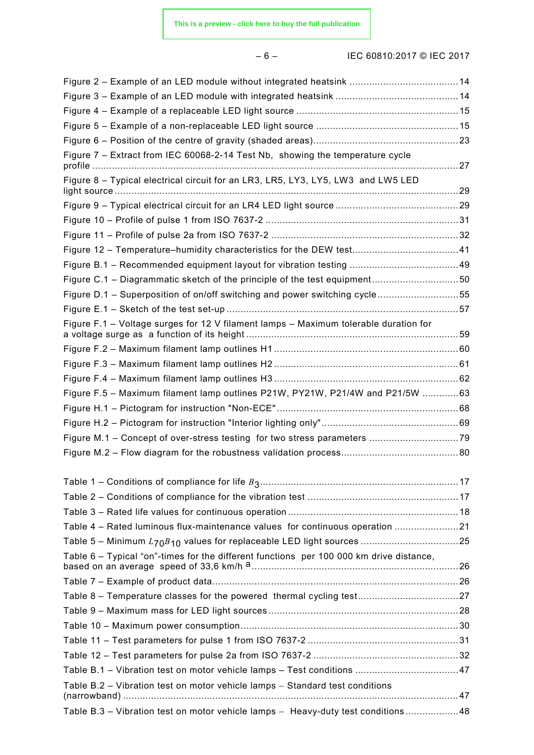Figure 2 – Example of an LED module without integrated heatsink ....................................... 14
Figure 3 – Example of an LED module with integrated heatsink ............................................ 14
Figure 4 – Example of a replaceable LED light source .......................................................... 15
Figure 5 – Example of a non-replaceable LED light source .................................................. 15
Figure 6 – Position of the centre of gravity (shaded areas).................................................... 23
Figure 7 – Extract from IEC 60068-2-14 Test Nb, showing the temperature cycle profile ..................................................................................................................................... 27
Figure 8 – Typical electrical circuit for an LR3, LR5, LY3, LY5, LW3 and LW5 LED light source ........................................................................................................................... 29
Figure 9 – Typical electrical circuit for an LR4 LED light source ............................................ 29
Figure 10 – Profile of pulse 1 from ISO 7637-2 ..................................................................... 31
Figure 11 – Profile of pulse 2a from ISO 7637-2 ................................................................... 32
Figure 12 – Temperature–humidity characteristics for the DEW test...................................... 41
Figure B.1 – Recommended equipment layout for vibration testing ....................................... 49
Figure C.1 – Diagrammatic sketch of the principle of the test equipment............................... 50
Figure D.1 – Superposition of on/off switching and power switching cycle ............................. 55
Figure E.1 – Sketch of the test set-up ................................................................................... 57
Figure F.1 – Voltage surges for 12 V filament lamps – Maximum tolerable duration for a voltage surge as a function of its height ............................................................................ 59
Figure F.2 – Maximum filament lamp outlines H1 .................................................................. 60
Figure F.3 – Maximum filament lamp outlines H2 .................................................................. 61
Figure F.4 – Maximum filament lamp outlines H3 .................................................................. 62
Figure F.5 – Maximum filament lamp outlines P21W, PY21W, P21/4W and P21/5W ............. 63
Figure H.1 – Pictogram for instruction "Non-ECE"................................................................. 68
Figure H.2 – Pictogram for instruction "Interior lighting only"................................................. 69
Figure M.1 – Concept of over-stress testing for two stress parameters ................................ 79
Figure M.2 – Flow diagram for the robustness validation process.......................................... 80

Table 1 – Conditions of compliance for life $B_3$ ....................................................................... 17
Table 2 – Conditions of compliance for the vibration test ...................................................... 17
Table 3 – Rated life values for continuous operation ............................................................. 18
Table 4 – Rated luminous flux-maintenance values for continuous operation ....................... 21
Table 5 – Minimum $L_{70}B_{10}$ values for replaceable LED light sources ................................... 25
Table 6 – Typical "on"-times for the different functions per 100 000 km drive distance, based on an average speed of 33,6 km/h [a] .......................................................................... 26
Table 7 – Example of product data........................................................................................ 26
Table 8 – Temperature classes for the powered thermal cycling test.................................... 27
Table 9 – Maximum mass for LED light sources .................................................................... 28
Table 10 – Maximum power consumption.............................................................................. 30
Table 11 – Test parameters for pulse 1 from ISO 7637-2 ...................................................... 31
Table 12 – Test parameters for pulse 2a from ISO 7637-2 .................................................... 32
Table B.1 – Vibration test on motor vehicle lamps – Test conditions ..................................... 47
Table B.2 – Vibration test on motor vehicle lamps – Standard test conditions (narrowband) ........................................................................................................................ 47
Table B.3 – Vibration test on motor vehicle lamps – Heavy-duty test conditions ................... 48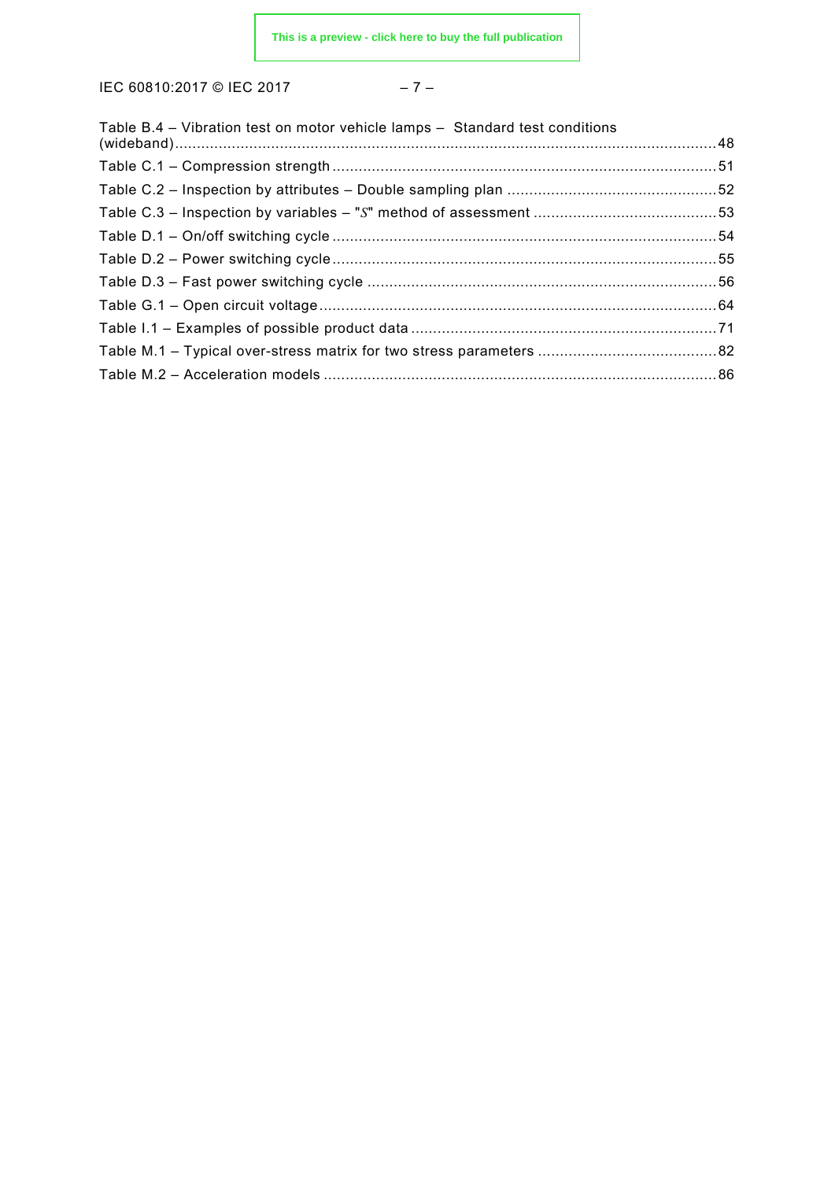Table B.4 – Vibration test on motor vehicle lamps – Standard test conditions (wideband) ... 48

Table C.1 – Compression strength ... 51

Table C.2 – Inspection by attributes – Double sampling plan ... 52

Table C.3 – Inspection by variables – "$S$" method of assessment ... 53

Table D.1 – On/off switching cycle ... 54

Table D.2 – Power switching cycle ... 55

Table D.3 – Fast power switching cycle ... 56

Table G.1 – Open circuit voltage ... 64

Table I.1 – Examples of possible product data ... 71

Table M.1 – Typical over-stress matrix for two stress parameters ... 82

Table M.2 – Acceleration models ... 86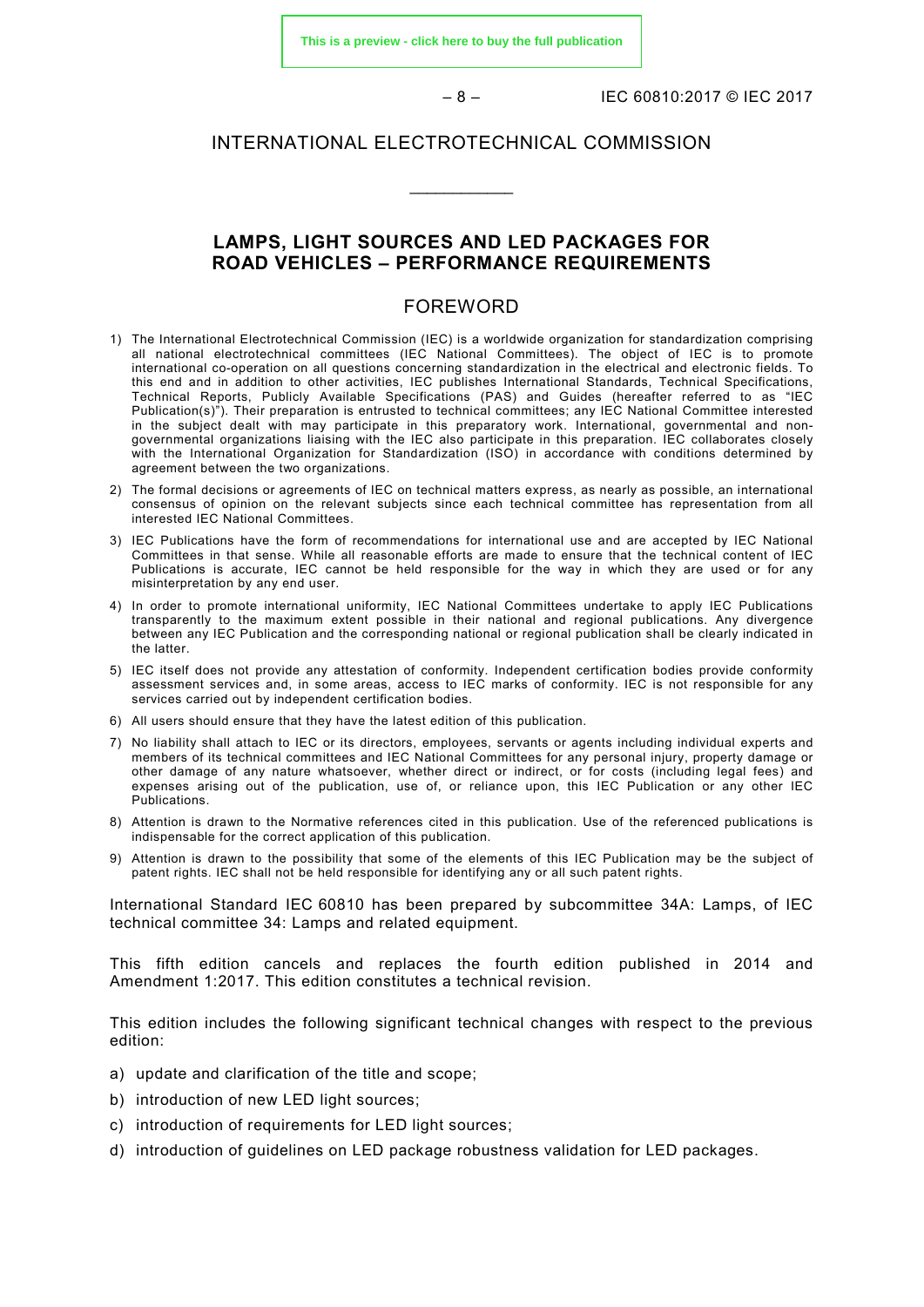# INTERNATIONAL ELECTROTECHNICAL COMMISSION

\_\_\_\_\_\_\_\_\_\_\_\_

## LAMPS, LIGHT SOURCES AND LED PACKAGES FOR ROAD VEHICLES – PERFORMANCE REQUIREMENTS

## FOREWORD

1) The International Electrotechnical Commission (IEC) is a worldwide organization for standardization comprising all national electrotechnical committees (IEC National Committees). The object of IEC is to promote international co-operation on all questions concerning standardization in the electrical and electronic fields. To this end and in addition to other activities, IEC publishes International Standards, Technical Specifications, Technical Reports, Publicly Available Specifications (PAS) and Guides (hereafter referred to as "IEC Publication(s)"). Their preparation is entrusted to technical committees; any IEC National Committee interested in the subject dealt with may participate in this preparatory work. International, governmental and non-governmental organizations liaising with the IEC also participate in this preparation. IEC collaborates closely with the International Organization for Standardization (ISO) in accordance with conditions determined by agreement between the two organizations.
2) The formal decisions or agreements of IEC on technical matters express, as nearly as possible, an international consensus of opinion on the relevant subjects since each technical committee has representation from all interested IEC National Committees.
3) IEC Publications have the form of recommendations for international use and are accepted by IEC National Committees in that sense. While all reasonable efforts are made to ensure that the technical content of IEC Publications is accurate, IEC cannot be held responsible for the way in which they are used or for any misinterpretation by any end user.
4) In order to promote international uniformity, IEC National Committees undertake to apply IEC Publications transparently to the maximum extent possible in their national and regional publications. Any divergence between any IEC Publication and the corresponding national or regional publication shall be clearly indicated in the latter.
5) IEC itself does not provide any attestation of conformity. Independent certification bodies provide conformity assessment services and, in some areas, access to IEC marks of conformity. IEC is not responsible for any services carried out by independent certification bodies.
6) All users should ensure that they have the latest edition of this publication.
7) No liability shall attach to IEC or its directors, employees, servants or agents including individual experts and members of its technical committees and IEC National Committees for any personal injury, property damage or other damage of any nature whatsoever, whether direct or indirect, or for costs (including legal fees) and expenses arising out of the publication, use of, or reliance upon, this IEC Publication or any other IEC Publications.
8) Attention is drawn to the Normative references cited in this publication. Use of the referenced publications is indispensable for the correct application of this publication.
9) Attention is drawn to the possibility that some of the elements of this IEC Publication may be the subject of patent rights. IEC shall not be held responsible for identifying any or all such patent rights.

International Standard IEC 60810 has been prepared by subcommittee 34A: Lamps, of IEC technical committee 34: Lamps and related equipment.

This fifth edition cancels and replaces the fourth edition published in 2014 and Amendment 1:2017. This edition constitutes a technical revision.

This edition includes the following significant technical changes with respect to the previous edition:

a) update and clarification of the title and scope;
b) introduction of new LED light sources;
c) introduction of requirements for LED light sources;
d) introduction of guidelines on LED package robustness validation for LED packages.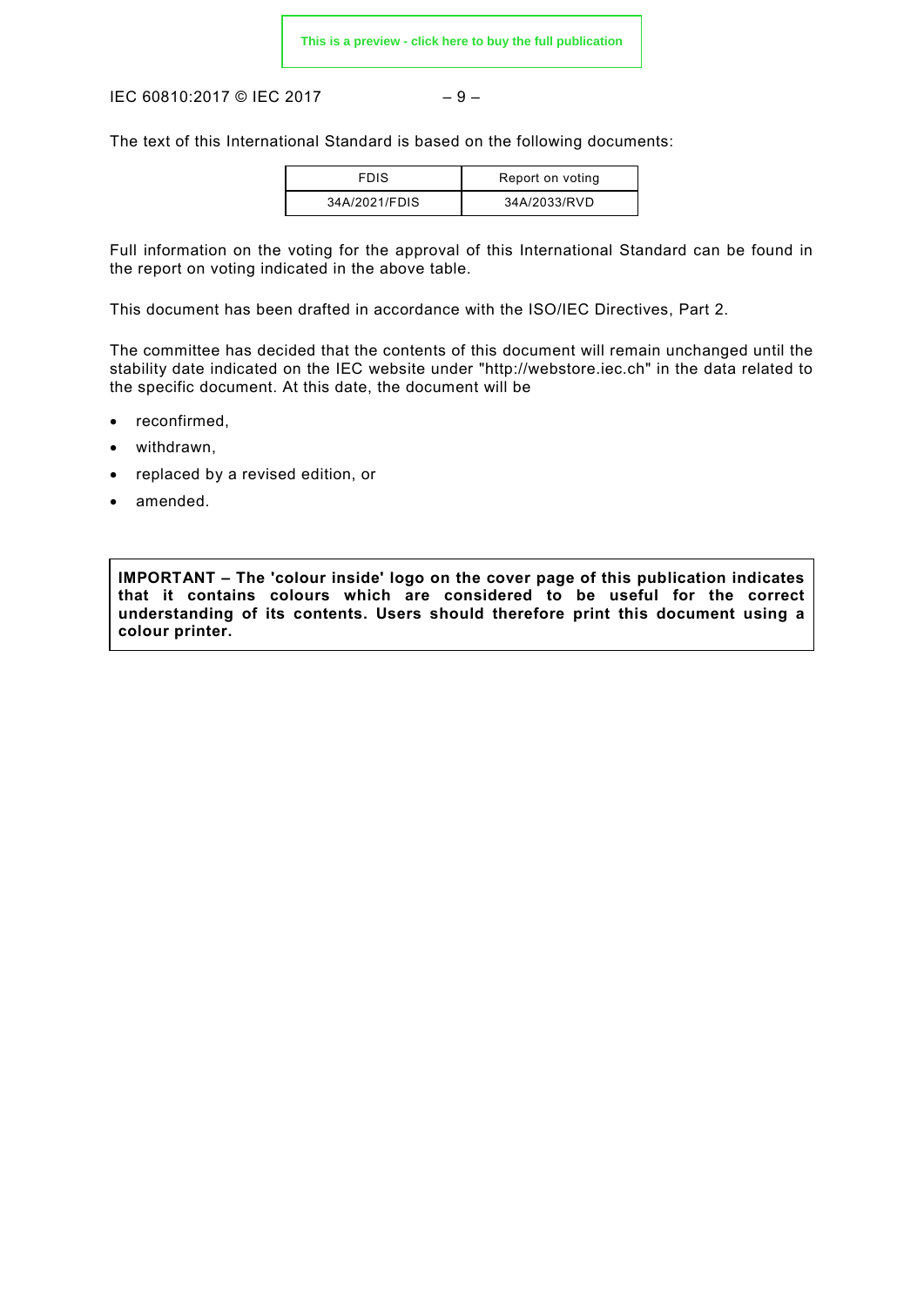The text of this International Standard is based on the following documents:

| FDIS | Report on voting |
|---|---|
| 34A/2021/FDIS | 34A/2033/RVD |

Full information on the voting for the approval of this International Standard can be found in the report on voting indicated in the above table.

This document has been drafted in accordance with the ISO/IEC Directives, Part 2.

The committee has decided that the contents of this document will remain unchanged until the stability date indicated on the IEC website under "http://webstore.iec.ch" in the data related to the specific document. At this date, the document will be

- reconfirmed,
- withdrawn,
- replaced by a revised edition, or
- amended.

**IMPORTANT – The 'colour inside' logo on the cover page of this publication indicates that it contains colours which are considered to be useful for the correct understanding of its contents. Users should therefore print this document using a colour printer.**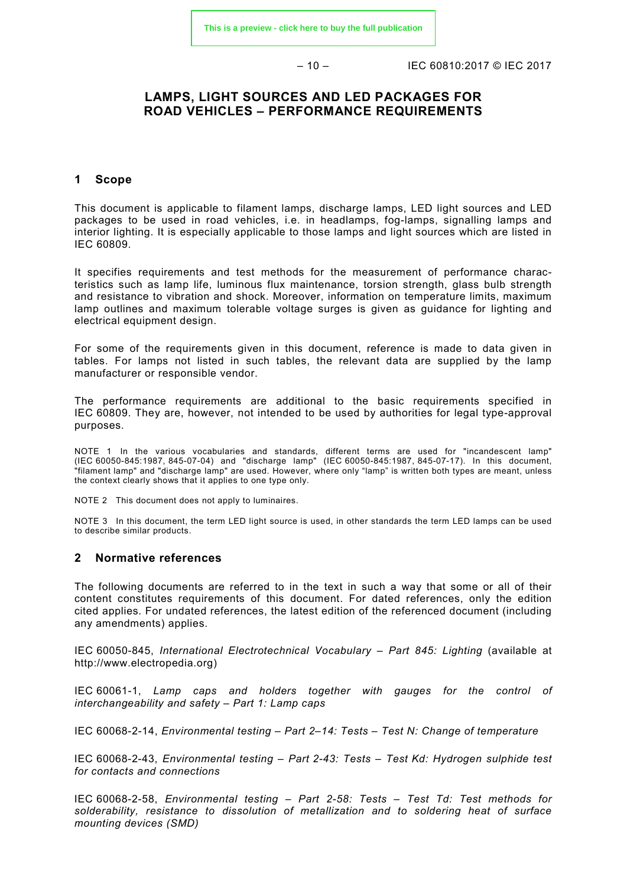# LAMPS, LIGHT SOURCES AND LED PACKAGES FOR ROAD VEHICLES – PERFORMANCE REQUIREMENTS

## 1 Scope

This document is applicable to filament lamps, discharge lamps, LED light sources and LED packages to be used in road vehicles, i.e. in headlamps, fog-lamps, signalling lamps and interior lighting. It is especially applicable to those lamps and light sources which are listed in IEC 60809.

It specifies requirements and test methods for the measurement of performance characteristics such as lamp life, luminous flux maintenance, torsion strength, glass bulb strength and resistance to vibration and shock. Moreover, information on temperature limits, maximum lamp outlines and maximum tolerable voltage surges is given as guidance for lighting and electrical equipment design.

For some of the requirements given in this document, reference is made to data given in tables. For lamps not listed in such tables, the relevant data are supplied by the lamp manufacturer or responsible vendor.

The performance requirements are additional to the basic requirements specified in IEC 60809. They are, however, not intended to be used by authorities for legal type-approval purposes.

NOTE 1 In the various vocabularies and standards, different terms are used for "incandescent lamp" (IEC 60050-845:1987, 845-07-04) and "discharge lamp" (IEC 60050-845:1987, 845-07-17). In this document, "filament lamp" and "discharge lamp" are used. However, where only "lamp" is written both types are meant, unless the context clearly shows that it applies to one type only.

NOTE 2 This document does not apply to luminaires.

NOTE 3 In this document, the term LED light source is used, in other standards the term LED lamps can be used to describe similar products.

## 2 Normative references

The following documents are referred to in the text in such a way that some or all of their content constitutes requirements of this document. For dated references, only the edition cited applies. For undated references, the latest edition of the referenced document (including any amendments) applies.

IEC 60050-845, *International Electrotechnical Vocabulary – Part 845: Lighting* (available at http://www.electropedia.org)

IEC 60061-1, *Lamp caps and holders together with gauges for the control of interchangeability and safety – Part 1: Lamp caps*

IEC 60068-2-14, *Environmental testing – Part 2–14: Tests – Test N: Change of temperature*

IEC 60068-2-43, *Environmental testing – Part 2-43: Tests – Test Kd: Hydrogen sulphide test for contacts and connections*

IEC 60068-2-58, *Environmental testing – Part 2-58: Tests – Test Td: Test methods for solderability, resistance to dissolution of metallization and to soldering heat of surface mounting devices (SMD)*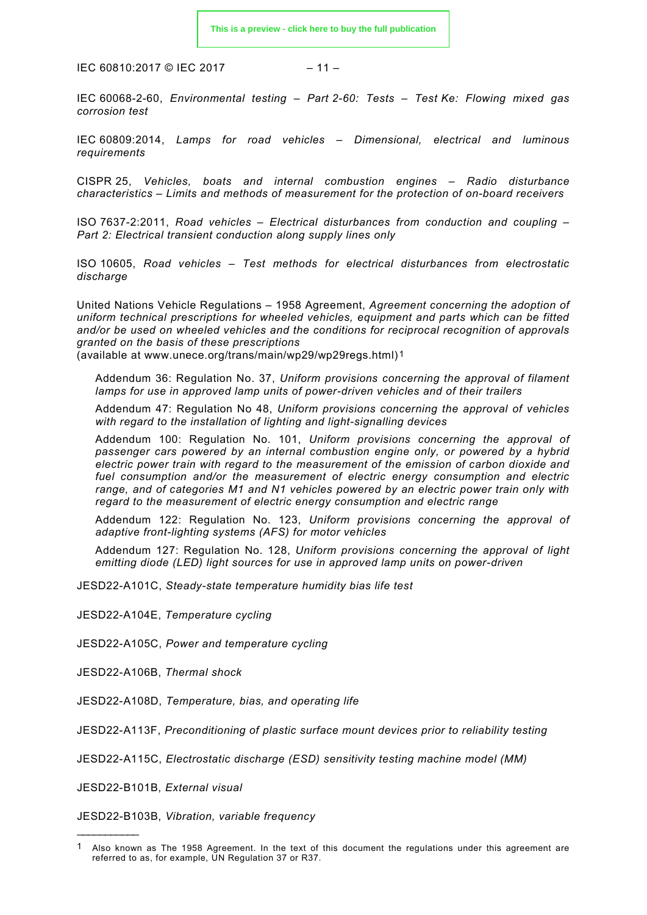IEC 60068-2-60, *Environmental testing – Part 2-60: Tests – Test Ke: Flowing mixed gas corrosion test*

IEC 60809:2014, *Lamps for road vehicles – Dimensional, electrical and luminous requirements*

CISPR 25, *Vehicles, boats and internal combustion engines – Radio disturbance characteristics – Limits and methods of measurement for the protection of on-board receivers*

ISO 7637-2:2011, *Road vehicles – Electrical disturbances from conduction and coupling – Part 2: Electrical transient conduction along supply lines only*

ISO 10605, *Road vehicles – Test methods for electrical disturbances from electrostatic discharge*

United Nations Vehicle Regulations – 1958 Agreement, *Agreement concerning the adoption of uniform technical prescriptions for wheeled vehicles, equipment and parts which can be fitted and/or be used on wheeled vehicles and the conditions for reciprocal recognition of approvals granted on the basis of these prescriptions*
(available at www.unece.org/trans/main/wp29/wp29regs.html)[1]

> Addendum 36: Regulation No. 37, *Uniform provisions concerning the approval of filament lamps for use in approved lamp units of power-driven vehicles and of their trailers*
>
> Addendum 47: Regulation No 48, *Uniform provisions concerning the approval of vehicles with regard to the installation of lighting and light-signalling devices*
>
> Addendum 100: Regulation No. 101, *Uniform provisions concerning the approval of passenger cars powered by an internal combustion engine only, or powered by a hybrid electric power train with regard to the measurement of the emission of carbon dioxide and fuel consumption and/or the measurement of electric energy consumption and electric range, and of categories M1 and N1 vehicles powered by an electric power train only with regard to the measurement of electric energy consumption and electric range*
>
> Addendum 122: Regulation No. 123, *Uniform provisions concerning the approval of adaptive front-lighting systems (AFS) for motor vehicles*
>
> Addendum 127: Regulation No. 128, *Uniform provisions concerning the approval of light emitting diode (LED) light sources for use in approved lamp units on power-driven*

JESD22-A101C, *Steady-state temperature humidity bias life test*

JESD22-A104E, *Temperature cycling*

JESD22-A105C, *Power and temperature cycling*

JESD22-A106B, *Thermal shock*

JESD22-A108D, *Temperature, bias, and operating life*

JESD22-A113F, *Preconditioning of plastic surface mount devices prior to reliability testing*

JESD22-A115C, *Electrostatic discharge (ESD) sensitivity testing machine model (MM)*

JESD22-B101B, *External visual*

JESD22-B103B, *Vibration, variable frequency*

---

[1] Also known as The 1958 Agreement. In the text of this document the regulations under this agreement are referred to as, for example, UN Regulation 37 or R37.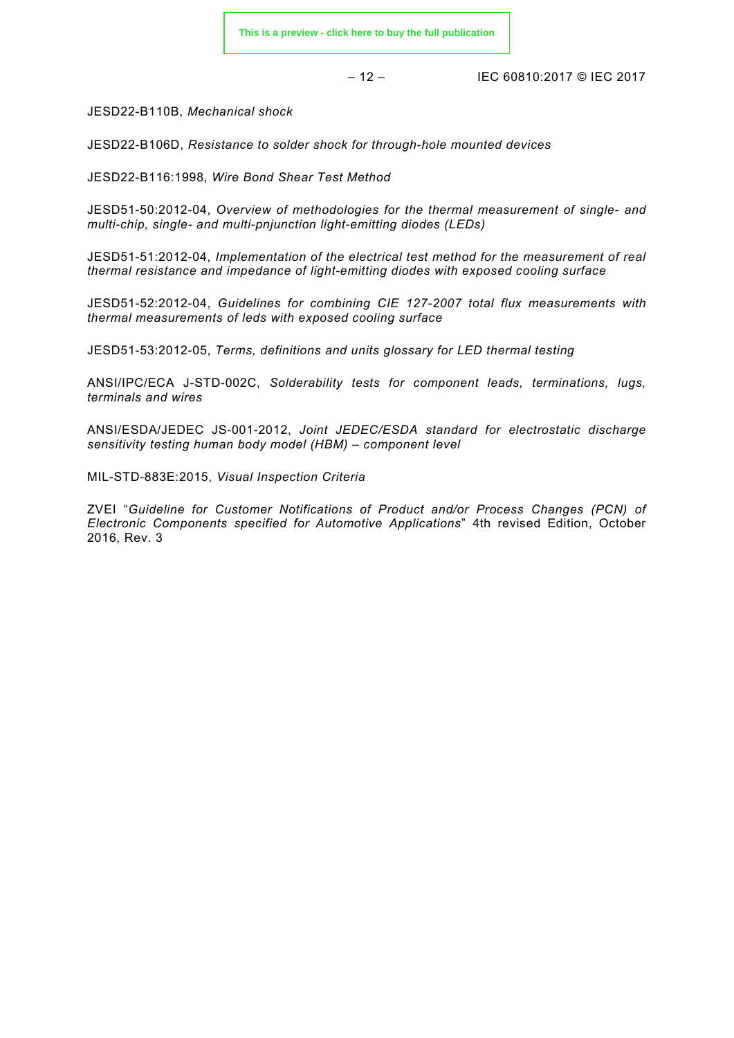JESD22-B110B, *Mechanical shock*

JESD22-B106D, *Resistance to solder shock for through-hole mounted devices*

JESD22-B116:1998, *Wire Bond Shear Test Method*

JESD51-50:2012-04, *Overview of methodologies for the thermal measurement of single- and multi-chip, single- and multi-pnjunction light-emitting diodes (LEDs)*

JESD51-51:2012-04, *Implementation of the electrical test method for the measurement of real thermal resistance and impedance of light-emitting diodes with exposed cooling surface*

JESD51-52:2012-04, *Guidelines for combining CIE 127-2007 total flux measurements with thermal measurements of leds with exposed cooling surface*

JESD51-53:2012-05, *Terms, definitions and units glossary for LED thermal testing*

ANSI/IPC/ECA J-STD-002C, *Solderability tests for component leads, terminations, lugs, terminals and wires*

ANSI/ESDA/JEDEC JS-001-2012, *Joint JEDEC/ESDA standard for electrostatic discharge sensitivity testing human body model (HBM) – component level*

MIL-STD-883E:2015, *Visual Inspection Criteria*

ZVEI "*Guideline for Customer Notifications of Product and/or Process Changes (PCN) of Electronic Components specified for Automotive Applications*" 4th revised Edition, October 2016, Rev. 3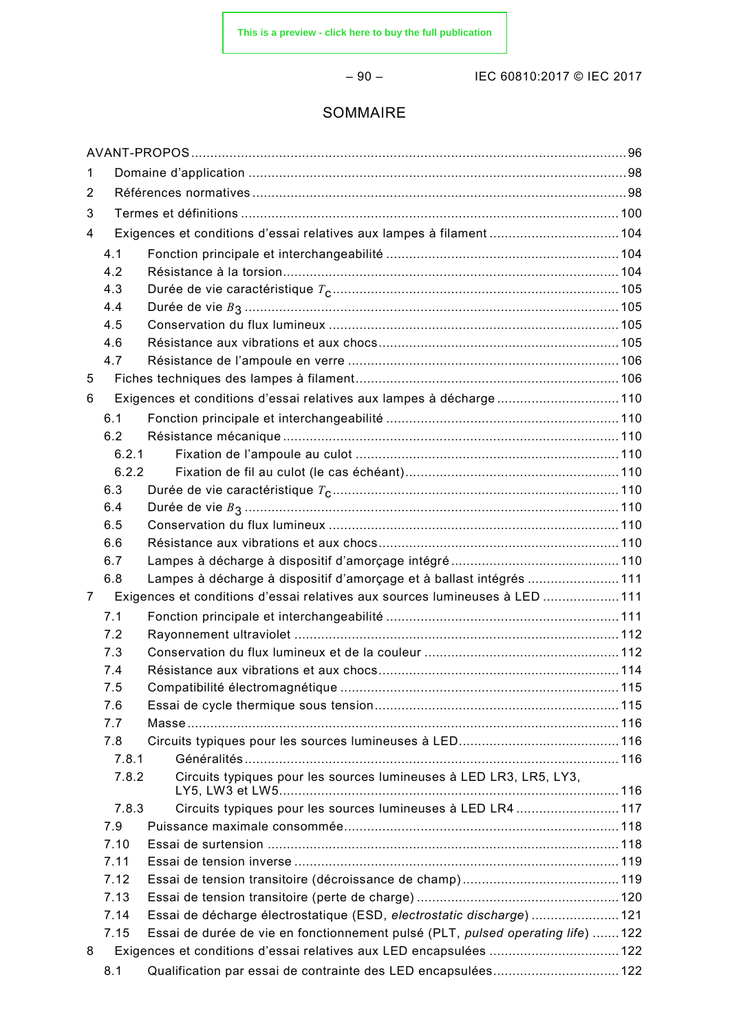# SOMMAIRE

AVANT-PROPOS ..... 96

1 Domaine d'application ..... 98

2 Références normatives ..... 98

3 Termes et définitions ..... 100

4 Exigences et conditions d'essai relatives aux lampes à filament ..... 104

- 4.1 Fonction principale et interchangeabilité ..... 104
- 4.2 Résistance à la torsion ..... 104
- 4.3 Durée de vie caractéristique $T_c$ ..... 105
- 4.4 Durée de vie $B_3$ ..... 105
- 4.5 Conservation du flux lumineux ..... 105
- 4.6 Résistance aux vibrations et aux chocs ..... 105
- 4.7 Résistance de l'ampoule en verre ..... 106

5 Fiches techniques des lampes à filament ..... 106

6 Exigences et conditions d'essai relatives aux lampes à décharge ..... 110

- 6.1 Fonction principale et interchangeabilité ..... 110
- 6.2 Résistance mécanique ..... 110
  - 6.2.1 Fixation de l'ampoule au culot ..... 110
  - 6.2.2 Fixation de fil au culot (le cas échéant) ..... 110
- 6.3 Durée de vie caractéristique $T_c$ ..... 110
- 6.4 Durée de vie $B_3$ ..... 110
- 6.5 Conservation du flux lumineux ..... 110
- 6.6 Résistance aux vibrations et aux chocs ..... 110
- 6.7 Lampes à décharge à dispositif d'amorçage intégré ..... 110
- 6.8 Lampes à décharge à dispositif d'amorçage et à ballast intégrés ..... 111

7 Exigences et conditions d'essai relatives aux sources lumineuses à LED ..... 111

- 7.1 Fonction principale et interchangeabilité ..... 111
- 7.2 Rayonnement ultraviolet ..... 112
- 7.3 Conservation du flux lumineux et de la couleur ..... 112
- 7.4 Résistance aux vibrations et aux chocs ..... 114
- 7.5 Compatibilité électromagnétique ..... 115
- 7.6 Essai de cycle thermique sous tension ..... 115
- 7.7 Masse ..... 116
- 7.8 Circuits typiques pour les sources lumineuses à LED ..... 116
  - 7.8.1 Généralités ..... 116
  - 7.8.2 Circuits typiques pour les sources lumineuses à LED LR3, LR5, LY3, LY5, LW3 et LW5 ..... 116
  - 7.8.3 Circuits typiques pour les sources lumineuses à LED LR4 ..... 117
- 7.9 Puissance maximale consommée ..... 118
- 7.10 Essai de surtension ..... 118
- 7.11 Essai de tension inverse ..... 119
- 7.12 Essai de tension transitoire (décroissance de champ) ..... 119
- 7.13 Essai de tension transitoire (perte de charge) ..... 120
- 7.14 Essai de décharge électrostatique (ESD, *electrostatic discharge*) ..... 121
- 7.15 Essai de durée de vie en fonctionnement pulsé (PLT, *pulsed operating life*) ..... 122

8 Exigences et conditions d'essai relatives aux LED encapsulées ..... 122

- 8.1 Qualification par essai de contrainte des LED encapsulées ..... 122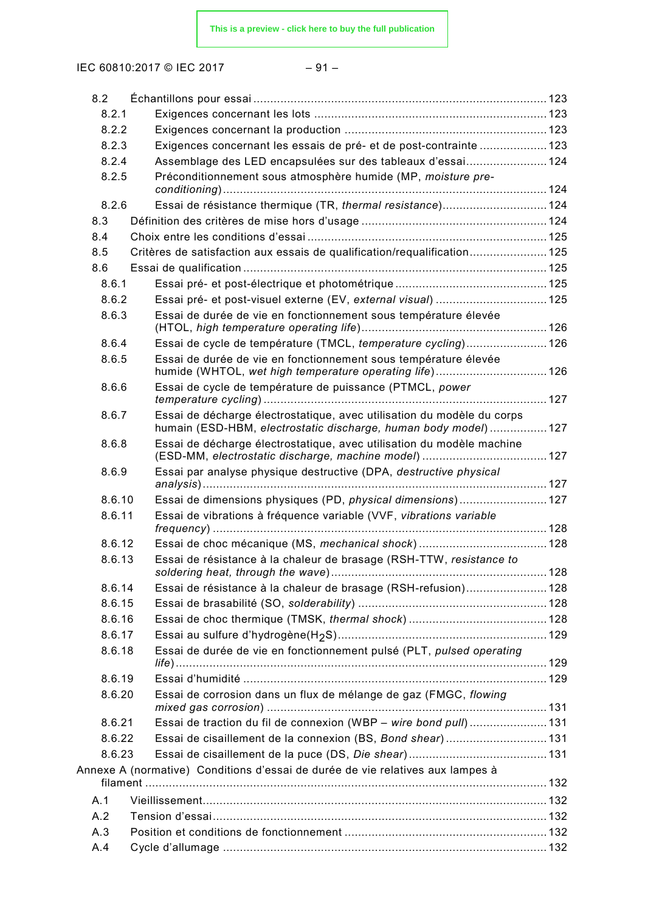8.2 Échantillons pour essai .......................................................................................... 123

8.2.1 Exigences concernant les lots ..................................................................... 123

8.2.2 Exigences concernant la production ............................................................ 123

8.2.3 Exigences concernant les essais de pré- et de post-contrainte .................... 123

8.2.4 Assemblage des LED encapsulées sur des tableaux d'essai ........................ 124

8.2.5 Préconditionnement sous atmosphère humide (MP, *moisture pre-conditioning*) ................................................................................................ 124

8.2.6 Essai de résistance thermique (TR, *thermal resistance*) ............................... 124

8.3 Définition des critères de mise hors d'usage ....................................................... 124

8.4 Choix entre les conditions d'essai ...................................................................... 125

8.5 Critères de satisfaction aux essais de qualification/requalification ....................... 125

8.6 Essai de qualification .......................................................................................... 125

8.6.1 Essai pré- et post-électrique et photométrique ............................................. 125

8.6.2 Essai pré- et post-visuel externe (EV, *external visual*) ................................. 125

8.6.3 Essai de durée de vie en fonctionnement sous température élevée (HTOL, *high temperature operating life*) ....................................................... 126

8.6.4 Essai de cycle de température (TMCL, *temperature cycling*) ........................ 126

8.6.5 Essai de durée de vie en fonctionnement sous température élevée humide (WHTOL, *wet high temperature operating life*) ................................. 126

8.6.6 Essai de cycle de température de puissance (PTMCL, *power temperature cycling*) ................................................................................... 127

8.6.7 Essai de décharge électrostatique, avec utilisation du modèle du corps humain (ESD-HBM, *electrostatic discharge, human body model*) ................. 127

8.6.8 Essai de décharge électrostatique, avec utilisation du modèle machine (ESD-MM, *electrostatic discharge, machine model*) ..................................... 127

8.6.9 Essai par analyse physique destructive (DPA, *destructive physical analysis*) ...................................................................................................... 127

8.6.10 Essai de dimensions physiques (PD, *physical dimensions*) .......................... 127

8.6.11 Essai de vibrations à fréquence variable (VVF, *vibrations variable frequency*) ................................................................................................... 128

8.6.12 Essai de choc mécanique (MS, *mechanical shock*) ...................................... 128

8.6.13 Essai de résistance à la chaleur de brasage (RSH-TTW, *resistance to soldering heat, through the wave*) ................................................................ 128

8.6.14 Essai de résistance à la chaleur de brasage (RSH-refusion) ........................ 128

8.6.15 Essai de brasabilité (SO, *solderability*) ........................................................ 128

8.6.16 Essai de choc thermique (TMSK, *thermal shock*) .......................................... 128

8.6.17 Essai au sulfure d'hydrogène($H_2S$) .............................................................. 129

8.6.18 Essai de durée de vie en fonctionnement pulsé (PLT, *pulsed operating life*) ............................................................................................................. 129

8.6.19 Essai d'humidité .......................................................................................... 129

8.6.20 Essai de corrosion dans un flux de mélange de gaz (FMGC, *flowing mixed gas corrosion*) .................................................................................. 131

8.6.21 Essai de traction du fil de connexion (WBP – *wire bond pull*) ....................... 131

8.6.22 Essai de cisaillement de la connexion (BS, *Bond shear*) .............................. 131

8.6.23 Essai de cisaillement de la puce (DS, *Die shear*) ......................................... 131

Annexe A (normative) Conditions d'essai de durée de vie relatives aux lampes à filament ...................................................................................................................... 132

A.1 Vieillissement...................................................................................................... 132

A.2 Tension d'essai ................................................................................................... 132

A.3 Position et conditions de fonctionnement ............................................................ 132

A.4 Cycle d'allumage ................................................................................................ 132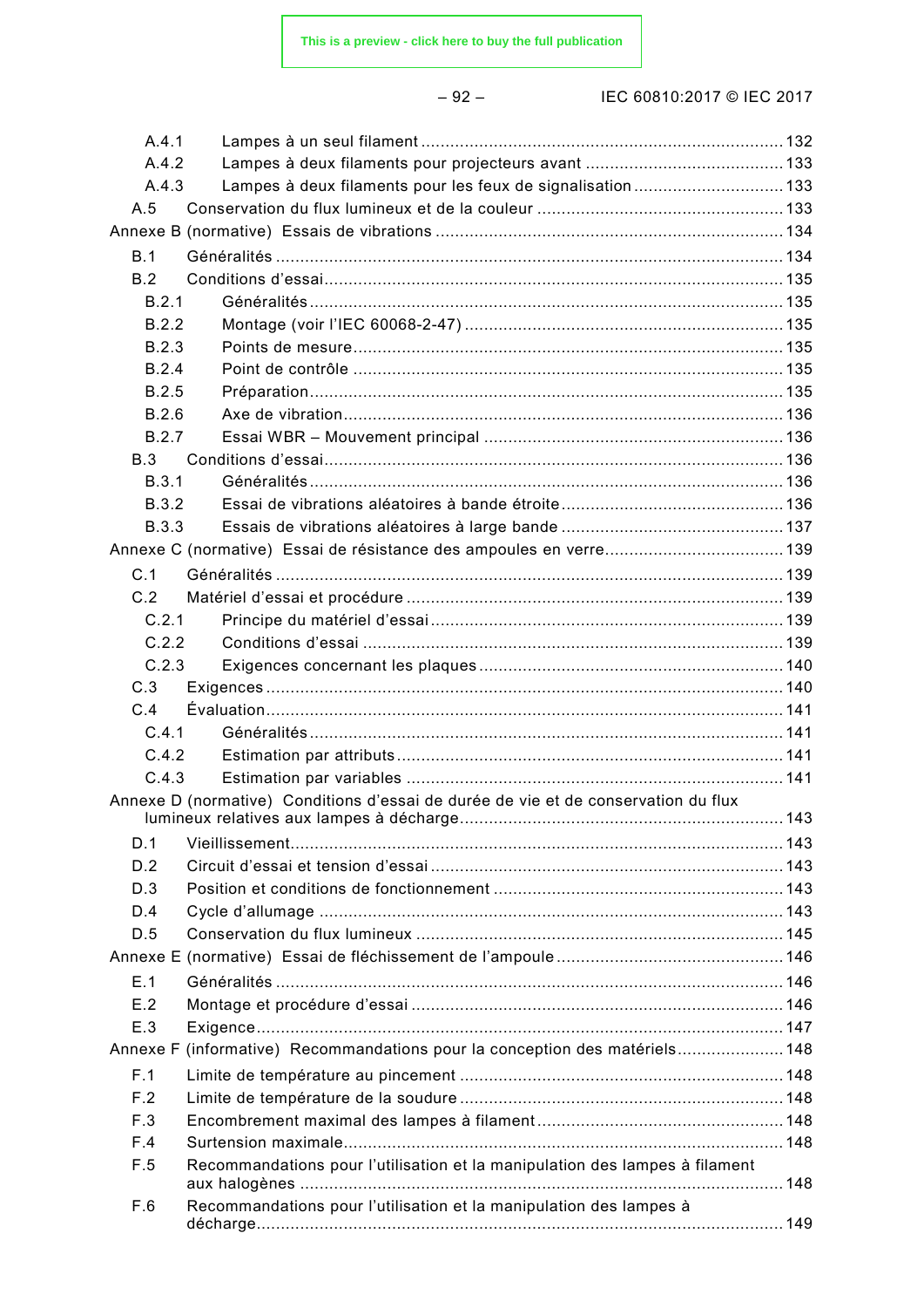A.4.1 Lampes à un seul filament ........................................................................... 132
A.4.2 Lampes à deux filaments pour projecteurs avant ......................................... 133
A.4.3 Lampes à deux filaments pour les feux de signalisation ............................... 133
A.5 Conservation du flux lumineux et de la couleur .................................................. 133
Annexe B (normative) Essais de vibrations ....................................................................... 134
B.1 Généralités ........................................................................................................ 134
B.2 Conditions d'essai ............................................................................................. 135
B.2.1 Généralités ................................................................................................. 135
B.2.2 Montage (voir l'IEC 60068-2-47) .................................................................. 135
B.2.3 Points de mesure ........................................................................................ 135
B.2.4 Point de contrôle ........................................................................................ 135
B.2.5 Préparation ................................................................................................. 135
B.2.6 Axe de vibration .......................................................................................... 136
B.2.7 Essai WBR – Mouvement principal ............................................................. 136
B.3 Conditions d'essai ............................................................................................. 136
B.3.1 Généralités ................................................................................................. 136
B.3.2 Essai de vibrations aléatoires à bande étroite ............................................. 136
B.3.3 Essais de vibrations aléatoires à large bande ............................................. 137
Annexe C (normative) Essai de résistance des ampoules en verre .................................... 139
C.1 Généralités ........................................................................................................ 139
C.2 Matériel d'essai et procédure ............................................................................ 139
C.2.1 Principe du matériel d'essai ........................................................................ 139
C.2.2 Conditions d'essai ...................................................................................... 139
C.2.3 Exigences concernant les plaques .............................................................. 140
C.3 Exigences .......................................................................................................... 140
C.4 Évaluation .......................................................................................................... 141
C.4.1 Généralités ................................................................................................. 141
C.4.2 Estimation par attributs ............................................................................... 141
C.4.3 Estimation par variables ............................................................................. 141
Annexe D (normative) Conditions d'essai de durée de vie et de conservation du flux lumineux relatives aux lampes à décharge ....................................................................... 143
D.1 Vieillissement ..................................................................................................... 143
D.2 Circuit d'essai et tension d'essai ........................................................................ 143
D.3 Position et conditions de fonctionnement ........................................................... 143
D.4 Cycle d'allumage ............................................................................................... 143
D.5 Conservation du flux lumineux ........................................................................... 145
Annexe E (normative) Essai de fléchissement de l'ampoule ............................................... 146
E.1 Généralités ........................................................................................................ 146
E.2 Montage et procédure d'essai ............................................................................ 146
E.3 Exigence ............................................................................................................ 147
Annexe F (informative) Recommandations pour la conception des matériels ...................... 148
F.1 Limite de température au pincement .................................................................. 148
F.2 Limite de température de la soudure .................................................................. 148
F.3 Encombrement maximal des lampes à filament ................................................... 148
F.4 Surtension maximale .......................................................................................... 148
F.5 Recommandations pour l'utilisation et la manipulation des lampes à filament aux halogènes ........................................................................................................ 148
F.6 Recommandations pour l'utilisation et la manipulation des lampes à décharge ........................................................................................................... 149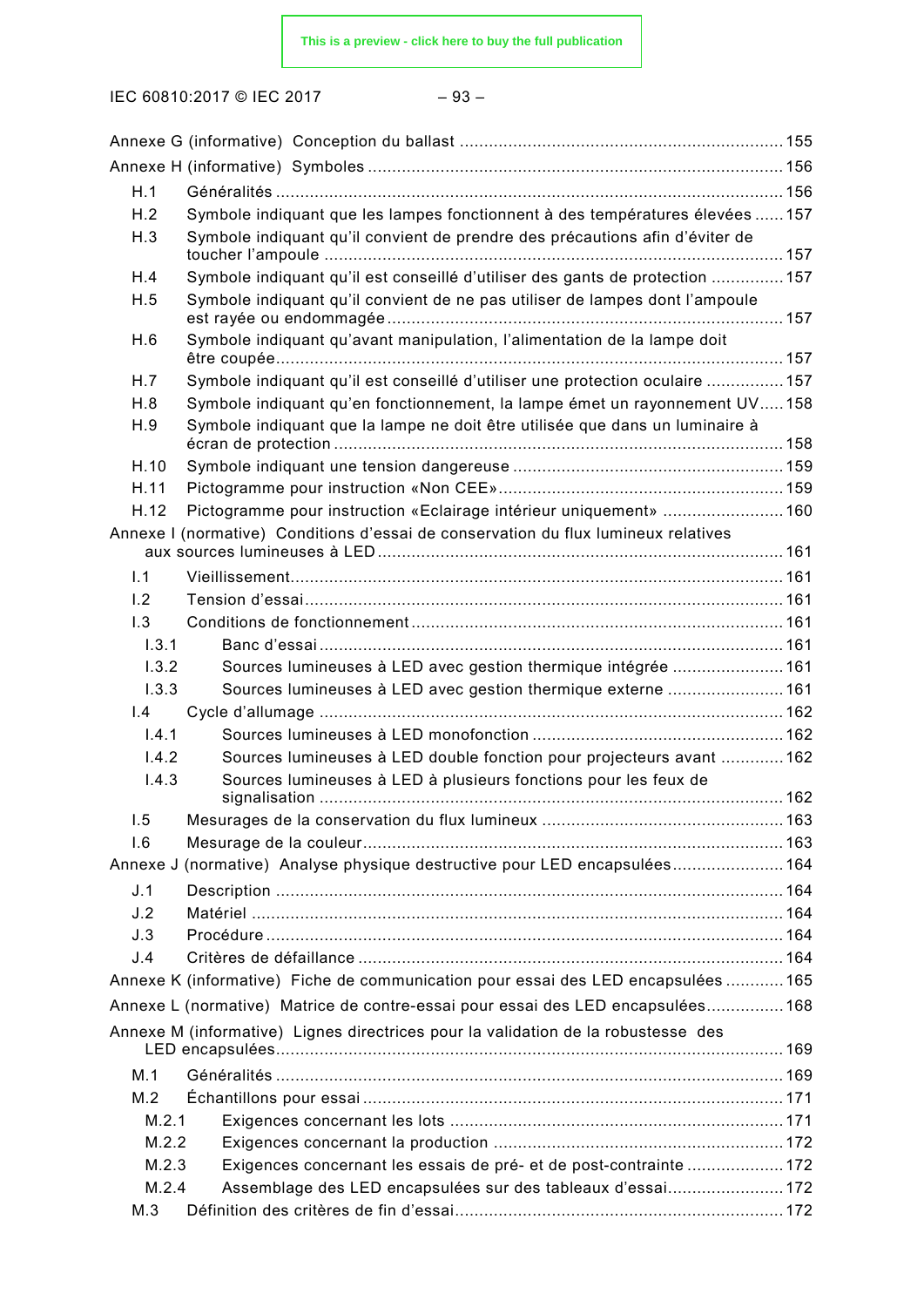Annexe G (informative) Conception du ballast ....................................................................155

Annexe H (informative) Symboles ....................................................................156

H.1 Généralités ....................................................................156

H.2 Symbole indiquant que les lampes fonctionnent à des températures élevées ......157

H.3 Symbole indiquant qu'il convient de prendre des précautions afin d'éviter de toucher l'ampoule ....................................................................157

H.4 Symbole indiquant qu'il est conseillé d'utiliser des gants de protection ...............157

H.5 Symbole indiquant qu'il convient de ne pas utiliser de lampes dont l'ampoule est rayée ou endommagée ....................................................................157

H.6 Symbole indiquant qu'avant manipulation, l'alimentation de la lampe doit être coupée....................................................................157

H.7 Symbole indiquant qu'il est conseillé d'utiliser une protection oculaire ................157

H.8 Symbole indiquant qu'en fonctionnement, la lampe émet un rayonnement UV.....158

H.9 Symbole indiquant que la lampe ne doit être utilisée que dans un luminaire à écran de protection ....................................................................158

H.10 Symbole indiquant une tension dangereuse ....................................................................159

H.11 Pictogramme pour instruction «Non CEE»....................................................................159

H.12 Pictogramme pour instruction «Eclairage intérieur uniquement» .........................160

Annexe I (normative) Conditions d'essai de conservation du flux lumineux relatives aux sources lumineuses à LED ....................................................................161

I.1 Vieillissement....................................................................161

I.2 Tension d'essai....................................................................161

I.3 Conditions de fonctionnement ....................................................................161

I.3.1 Banc d'essai ....................................................................161

I.3.2 Sources lumineuses à LED avec gestion thermique intégrée .......................161

I.3.3 Sources lumineuses à LED avec gestion thermique externe ........................161

I.4 Cycle d'allumage ....................................................................162

I.4.1 Sources lumineuses à LED monofonction ....................................................................162

I.4.2 Sources lumineuses à LED double fonction pour projecteurs avant .............162

I.4.3 Sources lumineuses à LED à plusieurs fonctions pour les feux de signalisation ....................................................................162

I.5 Mesurages de la conservation du flux lumineux ....................................................................163

I.6 Mesurage de la couleur....................................................................163

Annexe J (normative) Analyse physique destructive pour LED encapsulées.......................164

J.1 Description ....................................................................164

J.2 Matériel ....................................................................164

J.3 Procédure ....................................................................164

J.4 Critères de défaillance ....................................................................164

Annexe K (informative) Fiche de communication pour essai des LED encapsulées ............165

Annexe L (normative) Matrice de contre-essai pour essai des LED encapsulées................168

Annexe M (informative) Lignes directrices pour la validation de la robustesse des LED encapsulées....................................................................169

M.1 Généralités ....................................................................169

M.2 Échantillons pour essai ....................................................................171

M.2.1 Exigences concernant les lots ....................................................................171

M.2.2 Exigences concernant la production ....................................................................172

M.2.3 Exigences concernant les essais de pré- et de post-contrainte ....................172

M.2.4 Assemblage des LED encapsulées sur des tableaux d'essai........................172

M.3 Définition des critères de fin d'essai....................................................................172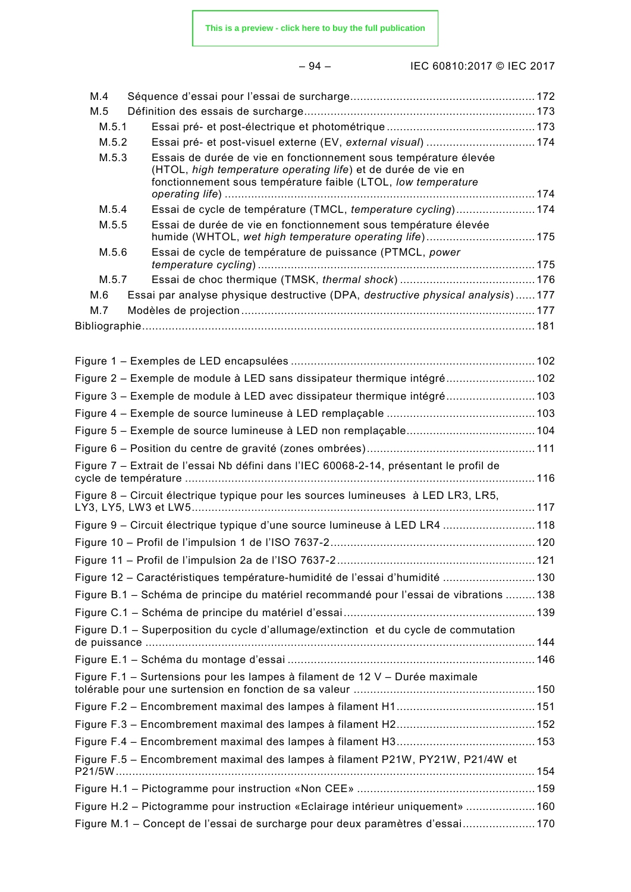M.4 Séquence d'essai pour l'essai de surcharge ........................................................ 172

M.5 Définition des essais de surcharge ...................................................................... 173

M.5.1 Essai pré- et post-électrique et photométrique ............................................ 173

M.5.2 Essai pré- et post-visuel externe (EV, *external visual*) ................................ 174

M.5.3 Essais de durée de vie en fonctionnement sous température élevée (HTOL, *high temperature operating life*) et de durée de vie en fonctionnement sous température faible (LTOL, *low temperature operating life*) ............................................................................................ 174

M.5.4 Essai de cycle de température (TMCL, *temperature cycling*) ........................ 174

M.5.5 Essai de durée de vie en fonctionnement sous température élevée humide (WHTOL, *wet high temperature operating life*) ................................ 175

M.5.6 Essai de cycle de température de puissance (PTMCL, *power temperature cycling*) ................................................................................... 175

M.5.7 Essai de choc thermique (TMSK, *thermal shock*) ......................................... 176

M.6 Essai par analyse physique destructive (DPA, *destructive physical analysis*) ...... 177

M.7 Modèles de projection ........................................................................................ 177

Bibliographie ....................................................................................................................... 181

Figure 1 – Exemples de LED encapsulées ......................................................................... 102

Figure 2 – Exemple de module à LED sans dissipateur thermique intégré .......................... 102

Figure 3 – Exemple de module à LED avec dissipateur thermique intégré .......................... 103

Figure 4 – Exemple de source lumineuse à LED remplaçable ............................................ 103

Figure 5 – Exemple de source lumineuse à LED non remplaçable ...................................... 104

Figure 6 – Position du centre de gravité (zones ombrées) .................................................. 111

Figure 7 – Extrait de l'essai Nb défini dans l'IEC 60068-2-14, présentant le profil de cycle de température ........................................................................................................ 116

Figure 8 – Circuit électrique typique pour les sources lumineuses à LED LR3, LR5, LY3, LY5, LW3 et LW5 ....................................................................................................... 117

Figure 9 – Circuit électrique typique d'une source lumineuse à LED LR4 ........................... 118

Figure 10 – Profil de l'impulsion 1 de l'ISO 7637-2 ............................................................. 120

Figure 11 – Profil de l'impulsion 2a de l'ISO 7637-2 ........................................................... 121

Figure 12 – Caractéristiques température-humidité de l'essai d'humidité ........................... 130

Figure B.1 – Schéma de principe du matériel recommandé pour l'essai de vibrations ......... 138

Figure C.1 – Schéma de principe du matériel d'essai ......................................................... 139

Figure D.1 – Superposition du cycle d'allumage/extinction et du cycle de commutation de puissance ..................................................................................................................... 144

Figure E.1 – Schéma du montage d'essai .......................................................................... 146

Figure F.1 – Surtensions pour les lampes à filament de 12 V – Durée maximale tolérable pour une surtension en fonction de sa valeur ...................................................... 150

Figure F.2 – Encombrement maximal des lampes à filament H1 ......................................... 151

Figure F.3 – Encombrement maximal des lampes à filament H2 ......................................... 152

Figure F.4 – Encombrement maximal des lampes à filament H3 ......................................... 153

Figure F.5 – Encombrement maximal des lampes à filament P21W, PY21W, P21/4W et P21/5W ............................................................................................................................. 154

Figure H.1 – Pictogramme pour instruction «Non CEE» ..................................................... 159

Figure H.2 – Pictogramme pour instruction «Eclairage intérieur uniquement» ..................... 160

Figure M.1 – Concept de l'essai de surcharge pour deux paramètres d'essai ...................... 170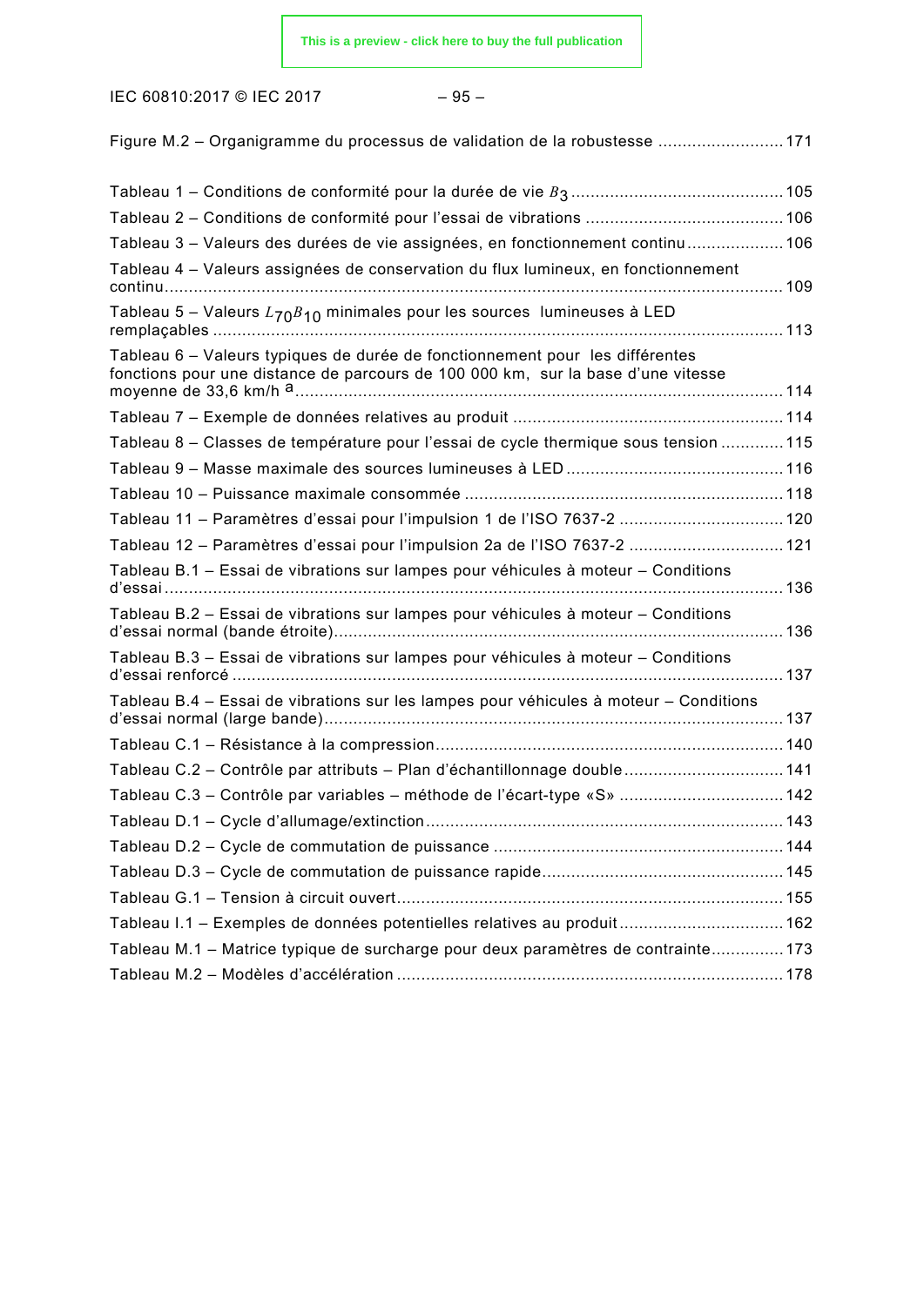Figure M.2 – Organigramme du processus de validation de la robustesse .......................... 171

Tableau 1 – Conditions de conformité pour la durée de vie $B_3$ ........................................... 105

Tableau 2 – Conditions de conformité pour l'essai de vibrations ......................................... 106

Tableau 3 – Valeurs des durées de vie assignées, en fonctionnement continu .................... 106

Tableau 4 – Valeurs assignées de conservation du flux lumineux, en fonctionnement continu ............................................................................................................................... 109

Tableau 5 – Valeurs $L_{70}B_{10}$ minimales pour les sources lumineuses à LED remplaçables ...................................................................................................................... 113

Tableau 6 – Valeurs typiques de durée de fonctionnement pour les différentes fonctions pour une distance de parcours de 100 000 km, sur la base d'une vitesse moyenne de 33,6 km/h [a] ................................................................................................... 114

Tableau 7 – Exemple de données relatives au produit ........................................................ 114

Tableau 8 – Classes de température pour l'essai de cycle thermique sous tension ............. 115

Tableau 9 – Masse maximale des sources lumineuses à LED ............................................. 116

Tableau 10 – Puissance maximale consommée .................................................................. 118

Tableau 11 – Paramètres d'essai pour l'impulsion 1 de l'ISO 7637-2 .................................. 120

Tableau 12 – Paramètres d'essai pour l'impulsion 2a de l'ISO 7637-2 ................................ 121

Tableau B.1 – Essai de vibrations sur lampes pour véhicules à moteur – Conditions d'essai ................................................................................................................................. 136

Tableau B.2 – Essai de vibrations sur lampes pour véhicules à moteur – Conditions d'essai normal (bande étroite)............................................................................................. 136

Tableau B.3 – Essai de vibrations sur lampes pour véhicules à moteur – Conditions d'essai renforcé .................................................................................................................. 137

Tableau B.4 – Essai de vibrations sur les lampes pour véhicules à moteur – Conditions d'essai normal (large bande)............................................................................................... 137

Tableau C.1 – Résistance à la compression........................................................................ 140

Tableau C.2 – Contrôle par attributs – Plan d'échantillonnage double ................................. 141

Tableau C.3 – Contrôle par variables – méthode de l'écart-type «S» .................................. 142

Tableau D.1 – Cycle d'allumage/extinction.......................................................................... 143

Tableau D.2 – Cycle de commutation de puissance ............................................................ 144

Tableau D.3 – Cycle de commutation de puissance rapide.................................................. 145

Tableau G.1 – Tension à circuit ouvert................................................................................ 155

Tableau I.1 – Exemples de données potentielles relatives au produit ................................. 162

Tableau M.1 – Matrice typique de surcharge pour deux paramètres de contrainte............... 173

Tableau M.2 – Modèles d'accélération ................................................................................ 178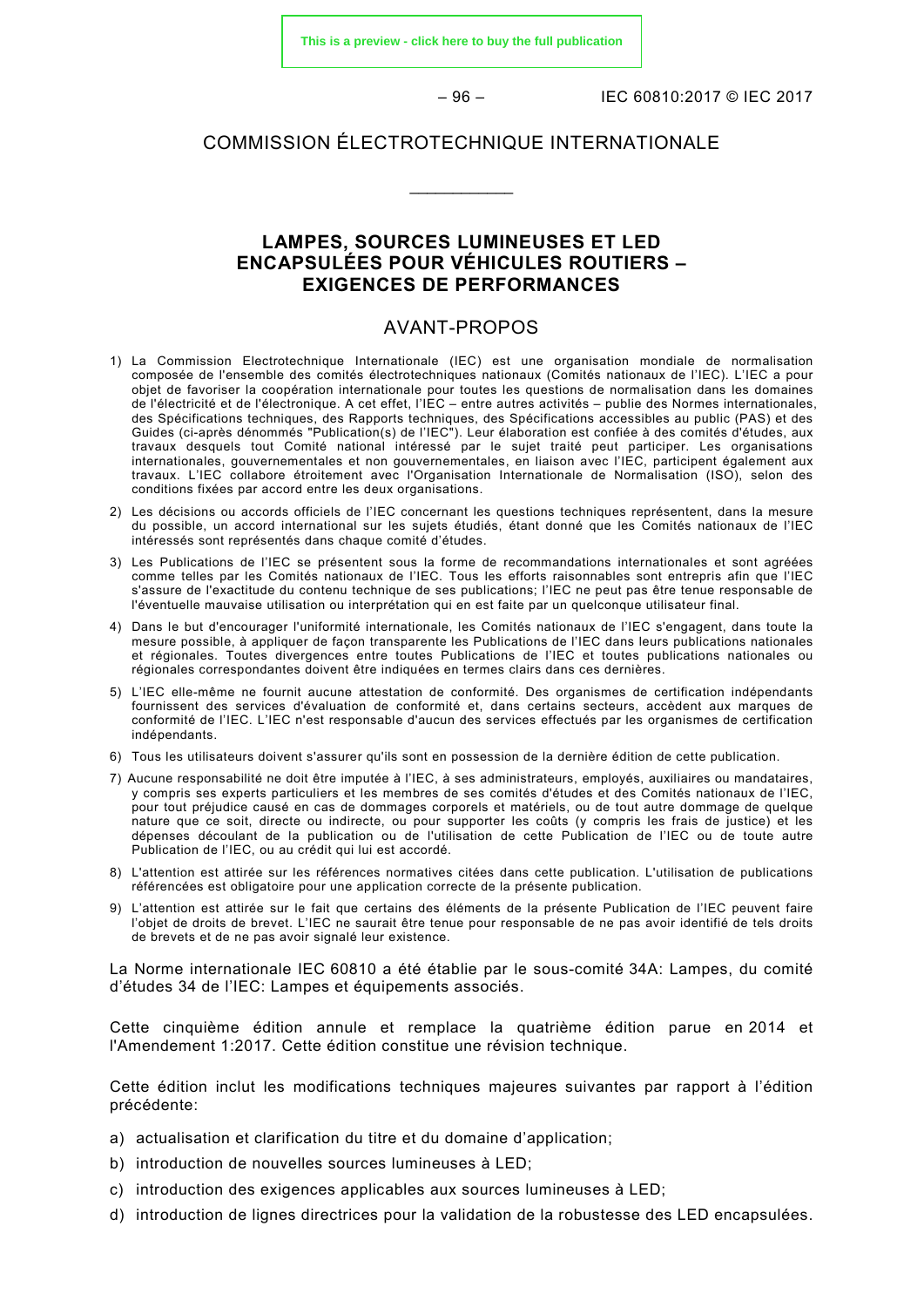COMMISSION ÉLECTROTECHNIQUE INTERNATIONALE

___________

# LAMPES, SOURCES LUMINEUSES ET LED ENCAPSULÉES POUR VÉHICULES ROUTIERS – EXIGENCES DE PERFORMANCES

## AVANT-PROPOS

1) La Commission Electrotechnique Internationale (IEC) est une organisation mondiale de normalisation composée de l'ensemble des comités électrotechniques nationaux (Comités nationaux de l'IEC). L'IEC a pour objet de favoriser la coopération internationale pour toutes les questions de normalisation dans les domaines de l'électricité et de l'électronique. A cet effet, l'IEC – entre autres activités – publie des Normes internationales, des Spécifications techniques, des Rapports techniques, des Spécifications accessibles au public (PAS) et des Guides (ci-après dénommés "Publication(s) de l'IEC"). Leur élaboration est confiée à des comités d'études, aux travaux desquels tout Comité national intéressé par le sujet traité peut participer. Les organisations internationales, gouvernementales et non gouvernementales, en liaison avec l'IEC, participent également aux travaux. L'IEC collabore étroitement avec l'Organisation Internationale de Normalisation (ISO), selon des conditions fixées par accord entre les deux organisations.
2) Les décisions ou accords officiels de l'IEC concernant les questions techniques représentent, dans la mesure du possible, un accord international sur les sujets étudiés, étant donné que les Comités nationaux de l'IEC intéressés sont représentés dans chaque comité d'études.
3) Les Publications de l'IEC se présentent sous la forme de recommandations internationales et sont agréées comme telles par les Comités nationaux de l'IEC. Tous les efforts raisonnables sont entrepris afin que l'IEC s'assure de l'exactitude du contenu technique de ses publications; l'IEC ne peut pas être tenue responsable de l'éventuelle mauvaise utilisation ou interprétation qui en est faite par un quelconque utilisateur final.
4) Dans le but d'encourager l'uniformité internationale, les Comités nationaux de l'IEC s'engagent, dans toute la mesure possible, à appliquer de façon transparente les Publications de l'IEC dans leurs publications nationales et régionales. Toutes divergences entre toutes Publications de l'IEC et toutes publications nationales ou régionales correspondantes doivent être indiquées en termes clairs dans ces dernières.
5) L'IEC elle-même ne fournit aucune attestation de conformité. Des organismes de certification indépendants fournissent des services d'évaluation de conformité et, dans certains secteurs, accèdent aux marques de conformité de l'IEC. L'IEC n'est responsable d'aucun des services effectués par les organismes de certification indépendants.
6) Tous les utilisateurs doivent s'assurer qu'ils sont en possession de la dernière édition de cette publication.
7) Aucune responsabilité ne doit être imputée à l'IEC, à ses administrateurs, employés, auxiliaires ou mandataires, y compris ses experts particuliers et les membres de ses comités d'études et des Comités nationaux de l'IEC, pour tout préjudice causé en cas de dommages corporels et matériels, ou de tout autre dommage de quelque nature que ce soit, directe ou indirecte, ou pour supporter les coûts (y compris les frais de justice) et les dépenses découlant de la publication ou de l'utilisation de cette Publication de l'IEC ou de toute autre Publication de l'IEC, ou au crédit qui lui est accordé.
8) L'attention est attirée sur les références normatives citées dans cette publication. L'utilisation de publications référencées est obligatoire pour une application correcte de la présente publication.
9) L'attention est attirée sur le fait que certains des éléments de la présente Publication de l'IEC peuvent faire l'objet de droits de brevet. L'IEC ne saurait être tenue pour responsable de ne pas avoir identifié de tels droits de brevets et de ne pas avoir signalé leur existence.

La Norme internationale IEC 60810 a été établie par le sous-comité 34A: Lampes, du comité d'études 34 de l'IEC: Lampes et équipements associés.

Cette cinquième édition annule et remplace la quatrième édition parue en 2014 et l'Amendement 1:2017. Cette édition constitue une révision technique.

Cette édition inclut les modifications techniques majeures suivantes par rapport à l'édition précédente:

a) actualisation et clarification du titre et du domaine d'application;
b) introduction de nouvelles sources lumineuses à LED;
c) introduction des exigences applicables aux sources lumineuses à LED;
d) introduction de lignes directrices pour la validation de la robustesse des LED encapsulées.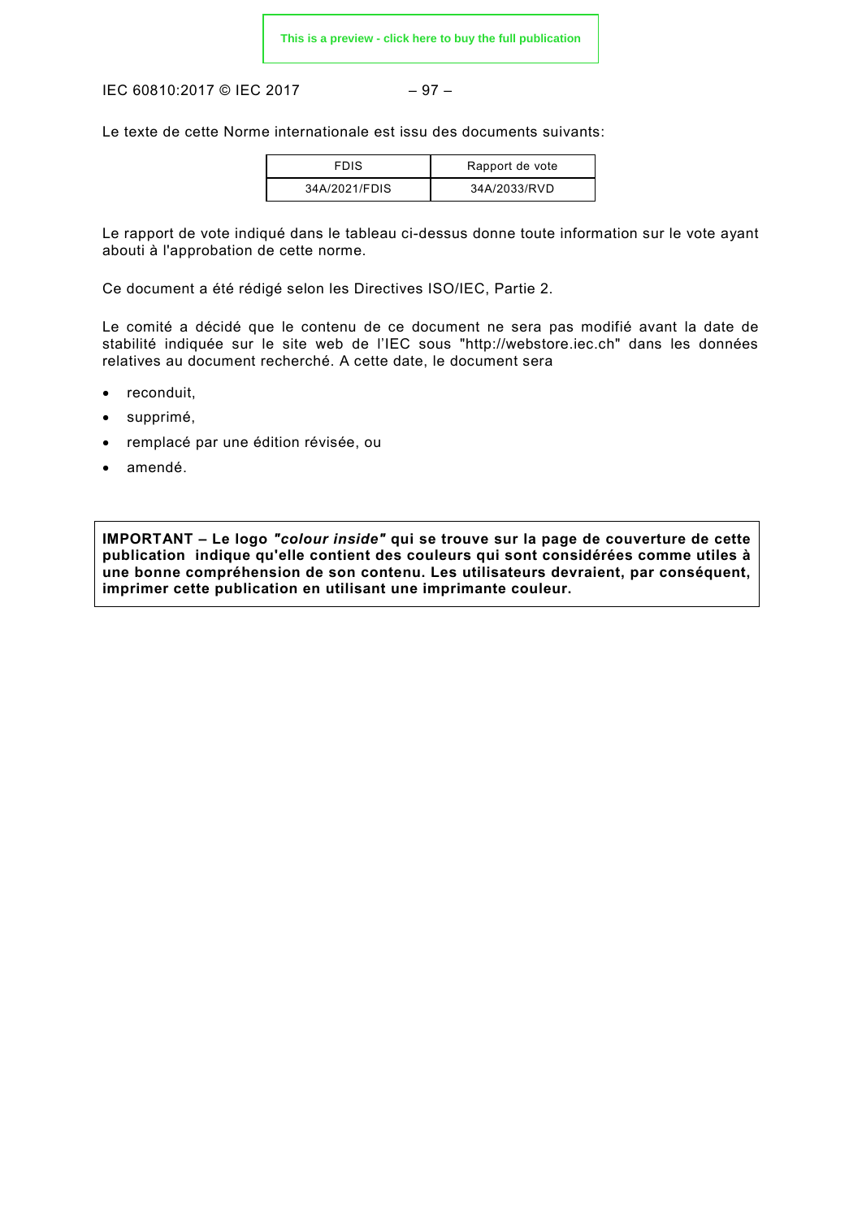Le texte de cette Norme internationale est issu des documents suivants:

| FDIS | Rapport de vote |
|---|---|
| 34A/2021/FDIS | 34A/2033/RVD |

Le rapport de vote indiqué dans le tableau ci-dessus donne toute information sur le vote ayant abouti à l'approbation de cette norme.

Ce document a été rédigé selon les Directives ISO/IEC, Partie 2.

Le comité a décidé que le contenu de ce document ne sera pas modifié avant la date de stabilité indiquée sur le site web de l'IEC sous "http://webstore.iec.ch" dans les données relatives au document recherché. A cette date, le document sera

- reconduit,
- supprimé,
- remplacé par une édition révisée, ou
- amendé.

**IMPORTANT – Le logo *"colour inside"* qui se trouve sur la page de couverture de cette publication indique qu'elle contient des couleurs qui sont considérées comme utiles à une bonne compréhension de son contenu. Les utilisateurs devraient, par conséquent, imprimer cette publication en utilisant une imprimante couleur.**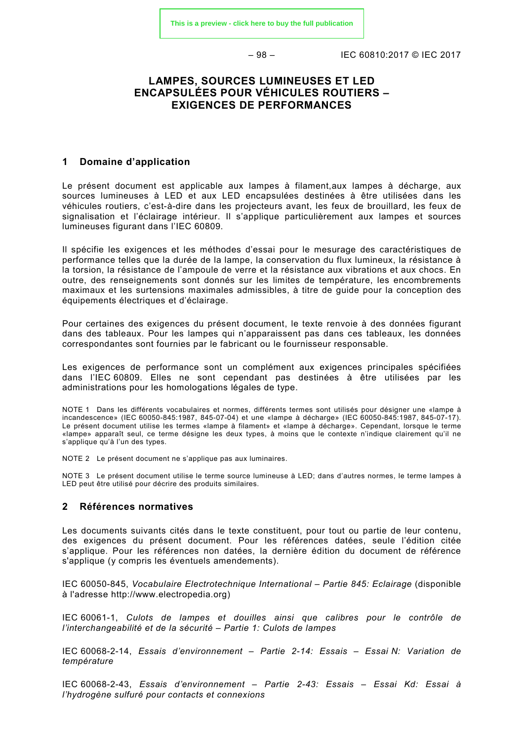# LAMPES, SOURCES LUMINEUSES ET LED ENCAPSULÉES POUR VÉHICULES ROUTIERS – EXIGENCES DE PERFORMANCES

## 1 Domaine d'application

Le présent document est applicable aux lampes à filament,aux lampes à décharge, aux sources lumineuses à LED et aux LED encapsulées destinées à être utilisées dans les véhicules routiers, c'est-à-dire dans les projecteurs avant, les feux de brouillard, les feux de signalisation et l'éclairage intérieur. Il s'applique particulièrement aux lampes et sources lumineuses figurant dans l'IEC 60809.

Il spécifie les exigences et les méthodes d'essai pour le mesurage des caractéristiques de performance telles que la durée de la lampe, la conservation du flux lumineux, la résistance à la torsion, la résistance de l'ampoule de verre et la résistance aux vibrations et aux chocs. En outre, des renseignements sont donnés sur les limites de température, les encombrements maximaux et les surtensions maximales admissibles, à titre de guide pour la conception des équipements électriques et d'éclairage.

Pour certaines des exigences du présent document, le texte renvoie à des données figurant dans des tableaux. Pour les lampes qui n'apparaissent pas dans ces tableaux, les données correspondantes sont fournies par le fabricant ou le fournisseur responsable.

Les exigences de performance sont un complément aux exigences principales spécifiées dans l'IEC 60809. Elles ne sont cependant pas destinées à être utilisées par les administrations pour les homologations légales de type.

NOTE 1 Dans les différents vocabulaires et normes, différents termes sont utilisés pour désigner une «lampe à incandescence» (IEC 60050-845:1987, 845-07-04) et une «lampe à décharge» (IEC 60050-845:1987, 845-07-17). Le présent document utilise les termes «lampe à filament» et «lampe à décharge». Cependant, lorsque le terme «lampe» apparaît seul, ce terme désigne les deux types, à moins que le contexte n'indique clairement qu'il ne s'applique qu'à l'un des types.

NOTE 2 Le présent document ne s'applique pas aux luminaires.

NOTE 3 Le présent document utilise le terme source lumineuse à LED; dans d'autres normes, le terme lampes à LED peut être utilisé pour décrire des produits similaires.

## 2 Références normatives

Les documents suivants cités dans le texte constituent, pour tout ou partie de leur contenu, des exigences du présent document. Pour les références datées, seule l'édition citée s'applique. Pour les références non datées, la dernière édition du document de référence s'applique (y compris les éventuels amendements).

IEC 60050-845, *Vocabulaire Electrotechnique International – Partie 845: Eclairage* (disponible à l'adresse http://www.electropedia.org)

IEC 60061-1, *Culots de lampes et douilles ainsi que calibres pour le contrôle de l'interchangeabilité et de la sécurité – Partie 1: Culots de lampes*

IEC 60068-2-14, *Essais d'environnement – Partie 2-14: Essais – Essai N: Variation de température*

IEC 60068-2-43, *Essais d'environnement – Partie 2-43: Essais – Essai Kd: Essai à l'hydrogène sulfuré pour contacts et connexions*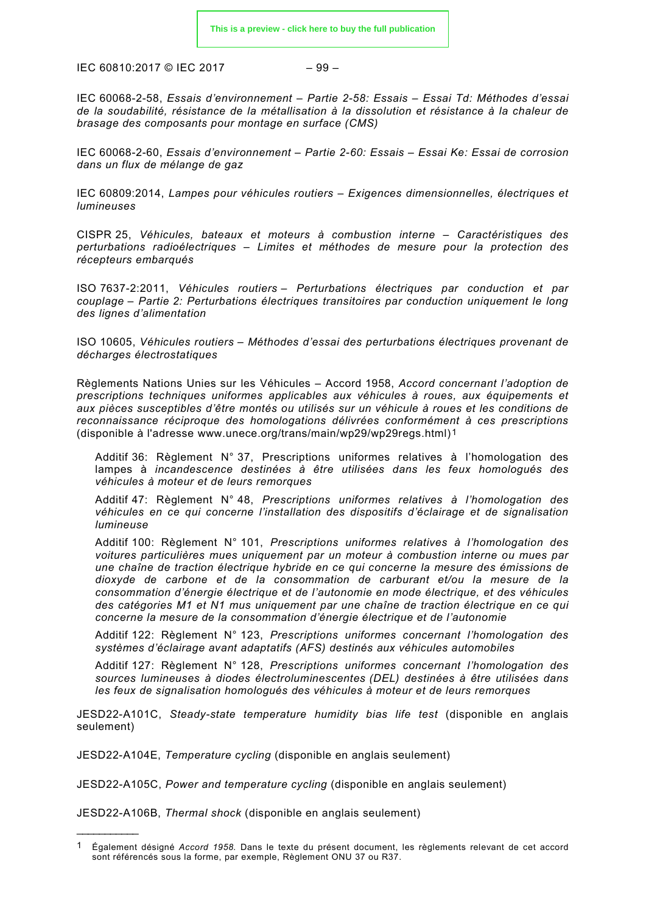IEC 60068-2-58, *Essais d'environnement – Partie 2-58: Essais – Essai Td: Méthodes d'essai de la soudabilité, résistance de la métallisation à la dissolution et résistance à la chaleur de brasage des composants pour montage en surface (CMS)*

IEC 60068-2-60, *Essais d'environnement – Partie 2-60: Essais – Essai Ke: Essai de corrosion dans un flux de mélange de gaz*

IEC 60809:2014, *Lampes pour véhicules routiers – Exigences dimensionnelles, électriques et lumineuses*

CISPR 25, *Véhicules, bateaux et moteurs à combustion interne – Caractéristiques des perturbations radioélectriques – Limites et méthodes de mesure pour la protection des récepteurs embarqués*

ISO 7637-2:2011, *Véhicules routiers – Perturbations électriques par conduction et par couplage – Partie 2: Perturbations électriques transitoires par conduction uniquement le long des lignes d'alimentation*

ISO 10605, *Véhicules routiers – Méthodes d'essai des perturbations électriques provenant de décharges électrostatiques*

Règlements Nations Unies sur les Véhicules – Accord 1958, *Accord concernant l'adoption de prescriptions techniques uniformes applicables aux véhicules à roues, aux équipements et aux pièces susceptibles d'être montés ou utilisés sur un véhicule à roues et les conditions de reconnaissance réciproque des homologations délivrées conformément à ces prescriptions* (disponible à l'adresse www.unece.org/trans/main/wp29/wp29regs.html)[1]

> Additif 36: Règlement N° 37, Prescriptions uniformes relatives à l'homologation des lampes à *incandescence destinées à être utilisées dans les feux homologués des véhicules à moteur et de leurs remorques*
>
> Additif 47: Règlement N° 48, *Prescriptions uniformes relatives à l'homologation des véhicules en ce qui concerne l'installation des dispositifs d'éclairage et de signalisation lumineuse*
>
> Additif 100: Règlement N° 101, *Prescriptions uniformes relatives à l'homologation des voitures particulières mues uniquement par un moteur à combustion interne ou mues par une chaîne de traction électrique hybride en ce qui concerne la mesure des émissions de dioxyde de carbone et de la consommation de carburant et/ou la mesure de la consommation d'énergie électrique et de l'autonomie en mode électrique, et des véhicules des catégories M1 et N1 mus uniquement par une chaîne de traction électrique en ce qui concerne la mesure de la consommation d'énergie électrique et de l'autonomie*
>
> Additif 122: Règlement N° 123, *Prescriptions uniformes concernant l'homologation des systèmes d'éclairage avant adaptatifs (AFS) destinés aux véhicules automobiles*
>
> Additif 127: Règlement N° 128, *Prescriptions uniformes concernant l'homologation des sources lumineuses à diodes électroluminescentes (DEL) destinées à être utilisées dans les feux de signalisation homologués des véhicules à moteur et de leurs remorques*

JESD22-A101C, *Steady-state temperature humidity bias life test* (disponible en anglais seulement)

JESD22-A104E, *Temperature cycling* (disponible en anglais seulement)

JESD22-A105C, *Power and temperature cycling* (disponible en anglais seulement)

JESD22-A106B, *Thermal shock* (disponible en anglais seulement)

---

[1] Également désigné *Accord 1958.* Dans le texte du présent document, les règlements relevant de cet accord sont référencés sous la forme, par exemple, Règlement ONU 37 ou R37.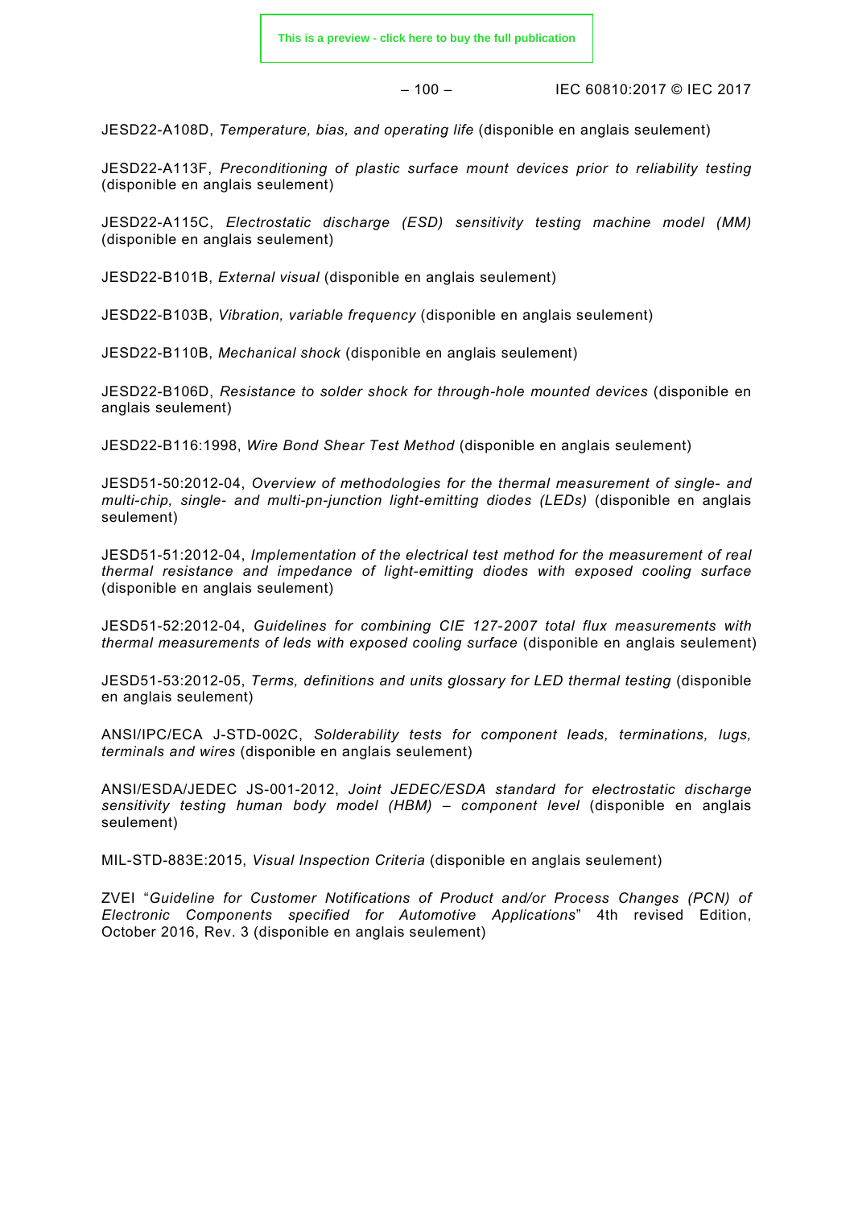JESD22-A108D, *Temperature, bias, and operating life* (disponible en anglais seulement)

JESD22-A113F, *Preconditioning of plastic surface mount devices prior to reliability testing* (disponible en anglais seulement)

JESD22-A115C, *Electrostatic discharge (ESD) sensitivity testing machine model (MM)* (disponible en anglais seulement)

JESD22-B101B, *External visual* (disponible en anglais seulement)

JESD22-B103B, *Vibration, variable frequency* (disponible en anglais seulement)

JESD22-B110B, *Mechanical shock* (disponible en anglais seulement)

JESD22-B106D, *Resistance to solder shock for through-hole mounted devices* (disponible en anglais seulement)

JESD22-B116:1998, *Wire Bond Shear Test Method* (disponible en anglais seulement)

JESD51-50:2012-04, *Overview of methodologies for the thermal measurement of single- and multi-chip, single- and multi-pn-junction light-emitting diodes (LEDs)* (disponible en anglais seulement)

JESD51-51:2012-04, *Implementation of the electrical test method for the measurement of real thermal resistance and impedance of light-emitting diodes with exposed cooling surface* (disponible en anglais seulement)

JESD51-52:2012-04, *Guidelines for combining CIE 127-2007 total flux measurements with thermal measurements of leds with exposed cooling surface* (disponible en anglais seulement)

JESD51-53:2012-05, *Terms, definitions and units glossary for LED thermal testing* (disponible en anglais seulement)

ANSI/IPC/ECA J-STD-002C, *Solderability tests for component leads, terminations, lugs, terminals and wires* (disponible en anglais seulement)

ANSI/ESDA/JEDEC JS-001-2012, *Joint JEDEC/ESDA standard for electrostatic discharge sensitivity testing human body model (HBM) – component level* (disponible en anglais seulement)

MIL-STD-883E:2015, *Visual Inspection Criteria* (disponible en anglais seulement)

ZVEI "*Guideline for Customer Notifications of Product and/or Process Changes (PCN) of Electronic Components specified for Automotive Applications*" 4th revised Edition, October 2016, Rev. 3 (disponible en anglais seulement)